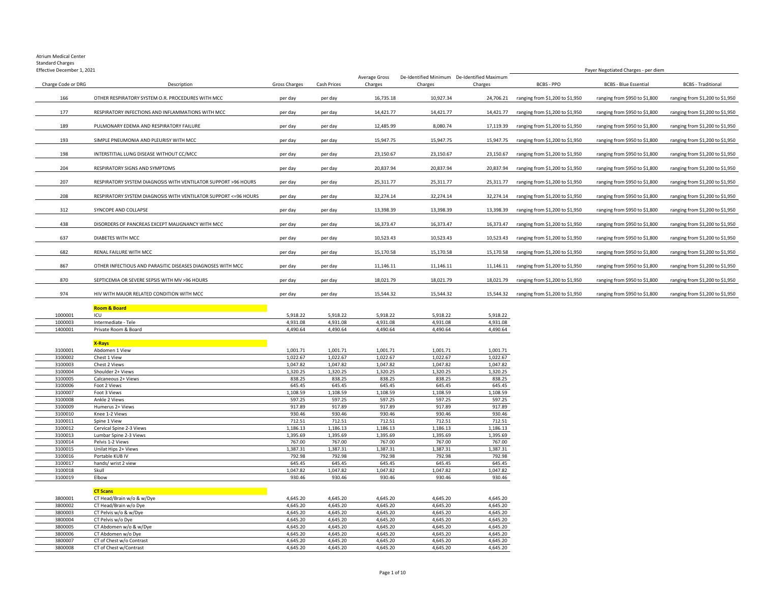Atrium Medical Center
Standard Charges
Effective December 1, 2021

| Charge Code or DRG | Description | Gross Charges | Cash Prices | Average Gross Charges | De-Identified Minimum Charges | De-Identified Maximum Charges | Payer Negotiated Charges - per diem | | |
|---|---|---|---|---|---|---|---|---|---|
| | | | | | | | BCBS - PPO | BCBS - Blue Essential | BCBS - Traditional |
| 166 | OTHER RESPIRATORY SYSTEM O.R. PROCEDURES WITH MCC | per day | per day | 16,735.18 | 10,927.34 | 24,706.21 | ranging from $1,200 to $1,950 | ranging from $950 to $1,800 | ranging from $1,200 to $1,950 |
| 177 | RESPIRATORY INFECTIONS AND INFLAMMATIONS WITH MCC | per day | per day | 14,421.77 | 14,421.77 | 14,421.77 | ranging from $1,200 to $1,950 | ranging from $950 to $1,800 | ranging from $1,200 to $1,950 |
| 189 | PULMONARY EDEMA AND RESPIRATORY FAILURE | per day | per day | 12,485.99 | 8,080.74 | 17,119.39 | ranging from $1,200 to $1,950 | ranging from $950 to $1,800 | ranging from $1,200 to $1,950 |
| 193 | SIMPLE PNEUMONIA AND PLEURISY WITH MCC | per day | per day | 15,947.75 | 15,947.75 | 15,947.75 | ranging from $1,200 to $1,950 | ranging from $950 to $1,800 | ranging from $1,200 to $1,950 |
| 198 | INTERSTITIAL LUNG DISEASE WITHOUT CC/MCC | per day | per day | 23,150.67 | 23,150.67 | 23,150.67 | ranging from $1,200 to $1,950 | ranging from $950 to $1,800 | ranging from $1,200 to $1,950 |
| 204 | RESPIRATORY SIGNS AND SYMPTOMS | per day | per day | 20,837.94 | 20,837.94 | 20,837.94 | ranging from $1,200 to $1,950 | ranging from $950 to $1,800 | ranging from $1,200 to $1,950 |
| 207 | RESPIRATORY SYSTEM DIAGNOSIS WITH VENTILATOR SUPPORT >96 HOURS | per day | per day | 25,311.77 | 25,311.77 | 25,311.77 | ranging from $1,200 to $1,950 | ranging from $950 to $1,800 | ranging from $1,200 to $1,950 |
| 208 | RESPIRATORY SYSTEM DIAGNOSIS WITH VENTILATOR SUPPORT <=96 HOURS | per day | per day | 32,274.14 | 32,274.14 | 32,274.14 | ranging from $1,200 to $1,950 | ranging from $950 to $1,800 | ranging from $1,200 to $1,950 |
| 312 | SYNCOPE AND COLLAPSE | per day | per day | 13,398.39 | 13,398.39 | 13,398.39 | ranging from $1,200 to $1,950 | ranging from $950 to $1,800 | ranging from $1,200 to $1,950 |
| 438 | DISORDERS OF PANCREAS EXCEPT MALIGNANCY WITH MCC | per day | per day | 16,373.47 | 16,373.47 | 16,373.47 | ranging from $1,200 to $1,950 | ranging from $950 to $1,800 | ranging from $1,200 to $1,950 |
| 637 | DIABETES WITH MCC | per day | per day | 10,523.43 | 10,523.43 | 10,523.43 | ranging from $1,200 to $1,950 | ranging from $950 to $1,800 | ranging from $1,200 to $1,950 |
| 682 | RENAL FAILURE WITH MCC | per day | per day | 15,170.58 | 15,170.58 | 15,170.58 | ranging from $1,200 to $1,950 | ranging from $950 to $1,800 | ranging from $1,200 to $1,950 |
| 867 | OTHER INFECTIOUS AND PARASITIC DISEASES DIAGNOSES WITH MCC | per day | per day | 11,146.11 | 11,146.11 | 11,146.11 | ranging from $1,200 to $1,950 | ranging from $950 to $1,800 | ranging from $1,200 to $1,950 |
| 870 | SEPTICEMIA OR SEVERE SEPSIS WITH MV >96 HOURS | per day | per day | 18,021.79 | 18,021.79 | 18,021.79 | ranging from $1,200 to $1,950 | ranging from $950 to $1,800 | ranging from $1,200 to $1,950 |
| 974 | HIV WITH MAJOR RELATED CONDITION WITH MCC | per day | per day | 15,544.32 | 15,544.32 | 15,544.32 | ranging from $1,200 to $1,950 | ranging from $950 to $1,800 | ranging from $1,200 to $1,950 |
| | **Room & Board** | | | | | | | | |
| 1000001 | ICU | 5,918.22 | 5,918.22 | 5,918.22 | 5,918.22 | 5,918.22 | | | |
| 1000003 | Intermediate - Tele | 4,931.08 | 4,931.08 | 4,931.08 | 4,931.08 | 4,931.08 | | | |
| 1400001 | Private Room & Board | 4,490.64 | 4,490.64 | 4,490.64 | 4,490.64 | 4,490.64 | | | |
| | **X-Rays** | | | | | | | | |
| 3100001 | Abdomen 1 View | 1,001.71 | 1,001.71 | 1,001.71 | 1,001.71 | 1,001.71 | | | |
| 3100002 | Chest 1 View | 1,022.67 | 1,022.67 | 1,022.67 | 1,022.67 | 1,022.67 | | | |
| 3100003 | Chest 2 Views | 1,047.82 | 1,047.82 | 1,047.82 | 1,047.82 | 1,047.82 | | | |
| 3100004 | Shoulder 2+ Views | 1,320.25 | 1,320.25 | 1,320.25 | 1,320.25 | 1,320.25 | | | |
| 3100005 | Calcaneous 2+ Views | 838.25 | 838.25 | 838.25 | 838.25 | 838.25 | | | |
| 3100006 | Foot 2 Views | 645.45 | 645.45 | 645.45 | 645.45 | 645.45 | | | |
| 3100007 | Foot 3 Views | 1,108.59 | 1,108.59 | 1,108.59 | 1,108.59 | 1,108.59 | | | |
| 3100008 | Ankle 2 Views | 597.25 | 597.25 | 597.25 | 597.25 | 597.25 | | | |
| 3100009 | Humerus 2+ Views | 917.89 | 917.89 | 917.89 | 917.89 | 917.89 | | | |
| 3100010 | Knee 1-2 Views | 930.46 | 930.46 | 930.46 | 930.46 | 930.46 | | | |
| 3100011 | Spine 1 View | 712.51 | 712.51 | 712.51 | 712.51 | 712.51 | | | |
| 3100012 | Cervical Spine 2-3 Views | 1,186.13 | 1,186.13 | 1,186.13 | 1,186.13 | 1,186.13 | | | |
| 3100013 | Lumbar Spine 2-3 Views | 1,395.69 | 1,395.69 | 1,395.69 | 1,395.69 | 1,395.69 | | | |
| 3100014 | Pelvis 1-2 Views | 767.00 | 767.00 | 767.00 | 767.00 | 767.00 | | | |
| 3100015 | Unilat Hips 2+ Views | 1,387.31 | 1,387.31 | 1,387.31 | 1,387.31 | 1,387.31 | | | |
| 3100016 | Portable KUB IV | 792.98 | 792.98 | 792.98 | 792.98 | 792.98 | | | |
| 3100017 | hands/ wrist 2 view | 645.45 | 645.45 | 645.45 | 645.45 | 645.45 | | | |
| 3100018 | Skull | 1,047.82 | 1,047.82 | 1,047.82 | 1,047.82 | 1,047.82 | | | |
| 3100019 | Elbow | 930.46 | 930.46 | 930.46 | 930.46 | 930.46 | | | |
| | **CT Scans** | | | | | | | | |
| 3800001 | CT Head/Brain w/o & w/Dye | 4,645.20 | 4,645.20 | 4,645.20 | 4,645.20 | 4,645.20 | | | |
| 3800002 | CT Head/Brain w/o Dye | 4,645.20 | 4,645.20 | 4,645.20 | 4,645.20 | 4,645.20 | | | |
| 3800003 | CT Pelvis w/o & w/Dye | 4,645.20 | 4,645.20 | 4,645.20 | 4,645.20 | 4,645.20 | | | |
| 3800004 | CT Pelvis w/o Dye | 4,645.20 | 4,645.20 | 4,645.20 | 4,645.20 | 4,645.20 | | | |
| 3800005 | CT Abdomen w/o & w/Dye | 4,645.20 | 4,645.20 | 4,645.20 | 4,645.20 | 4,645.20 | | | |
| 3800006 | CT Abdomen w/o Dye | 4,645.20 | 4,645.20 | 4,645.20 | 4,645.20 | 4,645.20 | | | |
| 3800007 | CT of Chest w/o Contrast | 4,645.20 | 4,645.20 | 4,645.20 | 4,645.20 | 4,645.20 | | | |
| 3800008 | CT of Chest w/Contrast | 4,645.20 | 4,645.20 | 4,645.20 | 4,645.20 | 4,645.20 | | | |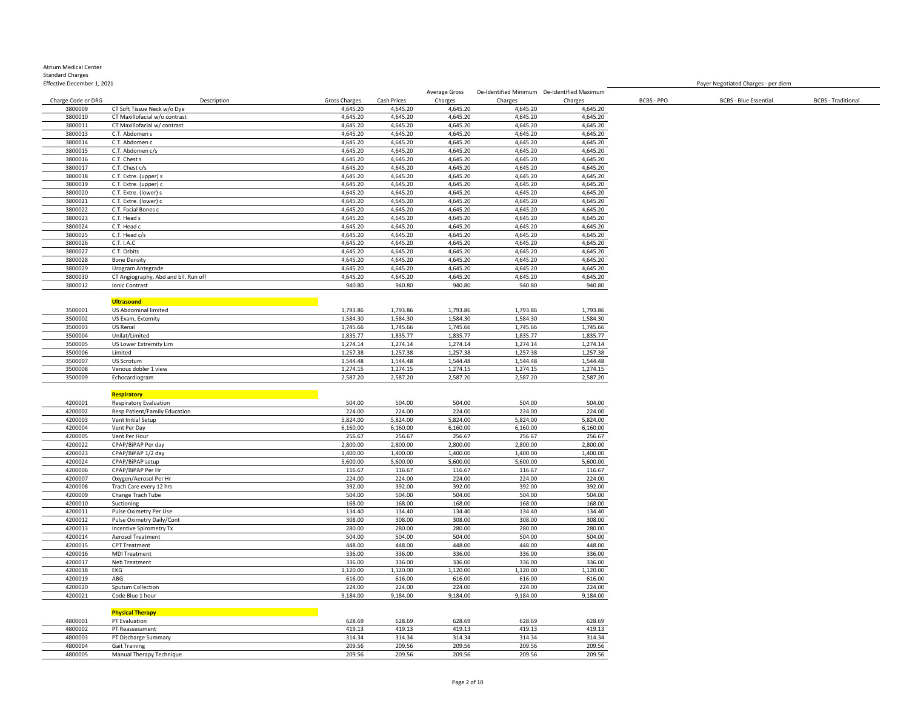Atrium Medical Center
Standard Charges
Effective December 1, 2021

| Charge Code or DRG | Description | Gross Charges | Cash Prices | Average Gross Charges | De-Identified Minimum Charges | De-Identified Maximum Charges | Payer Negotiated Charges - per diem BCBS - PPO | BCBS - Blue Essential | BCBS - Traditional |
|---|---|---|---|---|---|---|---|---|---|
| 3800009 | CT Soft Tissue Neck w/o Dye | 4,645.20 | 4,645.20 | 4,645.20 | 4,645.20 | 4,645.20 | | | |
| 3800010 | CT Maxillofacial w/o contrast | 4,645.20 | 4,645.20 | 4,645.20 | 4,645.20 | 4,645.20 | | | |
| 3800011 | CT Maxillofacial w/ contrast | 4,645.20 | 4,645.20 | 4,645.20 | 4,645.20 | 4,645.20 | | | |
| 3800013 | C.T. Abdomen s | 4,645.20 | 4,645.20 | 4,645.20 | 4,645.20 | 4,645.20 | | | |
| 3800014 | C.T. Abdomen c | 4,645.20 | 4,645.20 | 4,645.20 | 4,645.20 | 4,645.20 | | | |
| 3800015 | C.T. Abdomen c/s | 4,645.20 | 4,645.20 | 4,645.20 | 4,645.20 | 4,645.20 | | | |
| 3800016 | C.T. Chest s | 4,645.20 | 4,645.20 | 4,645.20 | 4,645.20 | 4,645.20 | | | |
| 3800017 | C.T. Chest c/s | 4,645.20 | 4,645.20 | 4,645.20 | 4,645.20 | 4,645.20 | | | |
| 3800018 | C.T. Extre. (upper) s | 4,645.20 | 4,645.20 | 4,645.20 | 4,645.20 | 4,645.20 | | | |
| 3800019 | C.T. Extre. (upper) c | 4,645.20 | 4,645.20 | 4,645.20 | 4,645.20 | 4,645.20 | | | |
| 3800020 | C.T. Extre. (lower) s | 4,645.20 | 4,645.20 | 4,645.20 | 4,645.20 | 4,645.20 | | | |
| 3800021 | C.T. Extre. (lower) c | 4,645.20 | 4,645.20 | 4,645.20 | 4,645.20 | 4,645.20 | | | |
| 3800022 | C.T. Facial Bones c | 4,645.20 | 4,645.20 | 4,645.20 | 4,645.20 | 4,645.20 | | | |
| 3800023 | C.T. Head s | 4,645.20 | 4,645.20 | 4,645.20 | 4,645.20 | 4,645.20 | | | |
| 3800024 | C.T. Head c | 4,645.20 | 4,645.20 | 4,645.20 | 4,645.20 | 4,645.20 | | | |
| 3800025 | C.T. Head c/s | 4,645.20 | 4,645.20 | 4,645.20 | 4,645.20 | 4,645.20 | | | |
| 3800026 | C.T. I.A.C | 4,645.20 | 4,645.20 | 4,645.20 | 4,645.20 | 4,645.20 | | | |
| 3800027 | C.T. Orbits | 4,645.20 | 4,645.20 | 4,645.20 | 4,645.20 | 4,645.20 | | | |
| 3800028 | Bone Density | 4,645.20 | 4,645.20 | 4,645.20 | 4,645.20 | 4,645.20 | | | |
| 3800029 | Urogram Antegrade | 4,645.20 | 4,645.20 | 4,645.20 | 4,645.20 | 4,645.20 | | | |
| 3800030 | CT Angiography, Abd and bil. Run off | 4,645.20 | 4,645.20 | 4,645.20 | 4,645.20 | 4,645.20 | | | |
| 3800012 | Ionic Contrast | 940.80 | 940.80 | 940.80 | 940.80 | 940.80 | | | |
| | **Ultrasound** | | | | | | | | |
| 3500001 | US Abdominal limited | 1,793.86 | 1,793.86 | 1,793.86 | 1,793.86 | 1,793.86 | | | |
| 3500002 | US Exam, Extemity | 1,584.30 | 1,584.30 | 1,584.30 | 1,584.30 | 1,584.30 | | | |
| 3500003 | US Renal | 1,745.66 | 1,745.66 | 1,745.66 | 1,745.66 | 1,745.66 | | | |
| 3500004 | Unilat/Limited | 1,835.77 | 1,835.77 | 1,835.77 | 1,835.77 | 1,835.77 | | | |
| 3500005 | US Lower Extremity Lim | 1,274.14 | 1,274.14 | 1,274.14 | 1,274.14 | 1,274.14 | | | |
| 3500006 | Limited | 1,257.38 | 1,257.38 | 1,257.38 | 1,257.38 | 1,257.38 | | | |
| 3500007 | US Scrotum | 1,544.48 | 1,544.48 | 1,544.48 | 1,544.48 | 1,544.48 | | | |
| 3500008 | Venous dobler 1 view | 1,274.15 | 1,274.15 | 1,274.15 | 1,274.15 | 1,274.15 | | | |
| 3500009 | Echocardiogram | 2,587.20 | 2,587.20 | 2,587.20 | 2,587.20 | 2,587.20 | | | |
| | **Respiratory** | | | | | | | | |
| 4200001 | Respiratory Evaluation | 504.00 | 504.00 | 504.00 | 504.00 | 504.00 | | | |
| 4200002 | Resp Patient/Family Education | 224.00 | 224.00 | 224.00 | 224.00 | 224.00 | | | |
| 4200003 | Vent Initial Setup | 5,824.00 | 5,824.00 | 5,824.00 | 5,824.00 | 5,824.00 | | | |
| 4200004 | Vent Per Day | 6,160.00 | 6,160.00 | 6,160.00 | 6,160.00 | 6,160.00 | | | |
| 4200005 | Vent Per Hour | 256.67 | 256.67 | 256.67 | 256.67 | 256.67 | | | |
| 4200022 | CPAP/BiPAP Per day | 2,800.00 | 2,800.00 | 2,800.00 | 2,800.00 | 2,800.00 | | | |
| 4200023 | CPAP/BiPAP 1/2 day | 1,400.00 | 1,400.00 | 1,400.00 | 1,400.00 | 1,400.00 | | | |
| 4200024 | CPAP/BiPAP setup | 5,600.00 | 5,600.00 | 5,600.00 | 5,600.00 | 5,600.00 | | | |
| 4200006 | CPAP/BiPAP Per Hr | 116.67 | 116.67 | 116.67 | 116.67 | 116.67 | | | |
| 4200007 | Oxygen/Aerosol Per Hr | 224.00 | 224.00 | 224.00 | 224.00 | 224.00 | | | |
| 4200008 | Trach Care every 12 hrs | 392.00 | 392.00 | 392.00 | 392.00 | 392.00 | | | |
| 4200009 | Change Trach Tube | 504.00 | 504.00 | 504.00 | 504.00 | 504.00 | | | |
| 4200010 | Suctioning | 168.00 | 168.00 | 168.00 | 168.00 | 168.00 | | | |
| 4200011 | Pulse Oximetry Per Use | 134.40 | 134.40 | 134.40 | 134.40 | 134.40 | | | |
| 4200012 | Pulse Oximetry Daily/Cont | 308.00 | 308.00 | 308.00 | 308.00 | 308.00 | | | |
| 4200013 | Incentive Spirometry Tx | 280.00 | 280.00 | 280.00 | 280.00 | 280.00 | | | |
| 4200014 | Aerosol Treatment | 504.00 | 504.00 | 504.00 | 504.00 | 504.00 | | | |
| 4200015 | CPT Treatment | 448.00 | 448.00 | 448.00 | 448.00 | 448.00 | | | |
| 4200016 | MDI Treatment | 336.00 | 336.00 | 336.00 | 336.00 | 336.00 | | | |
| 4200017 | Neb Treatment | 336.00 | 336.00 | 336.00 | 336.00 | 336.00 | | | |
| 4200018 | EKG | 1,120.00 | 1,120.00 | 1,120.00 | 1,120.00 | 1,120.00 | | | |
| 4200019 | ABG | 616.00 | 616.00 | 616.00 | 616.00 | 616.00 | | | |
| 4200020 | Sputum Collection | 224.00 | 224.00 | 224.00 | 224.00 | 224.00 | | | |
| 4200021 | Code Blue 1 hour | 9,184.00 | 9,184.00 | 9,184.00 | 9,184.00 | 9,184.00 | | | |
| | **Physical Therapy** | | | | | | | | |
| 4800001 | PT Evaluation | 628.69 | 628.69 | 628.69 | 628.69 | 628.69 | | | |
| 4800002 | PT Reassessment | 419.13 | 419.13 | 419.13 | 419.13 | 419.13 | | | |
| 4800003 | PT Discharge Summary | 314.34 | 314.34 | 314.34 | 314.34 | 314.34 | | | |
| 4800004 | Gait Training | 209.56 | 209.56 | 209.56 | 209.56 | 209.56 | | | |
| 4800005 | Manual Therapy Technique | 209.56 | 209.56 | 209.56 | 209.56 | 209.56 | | | |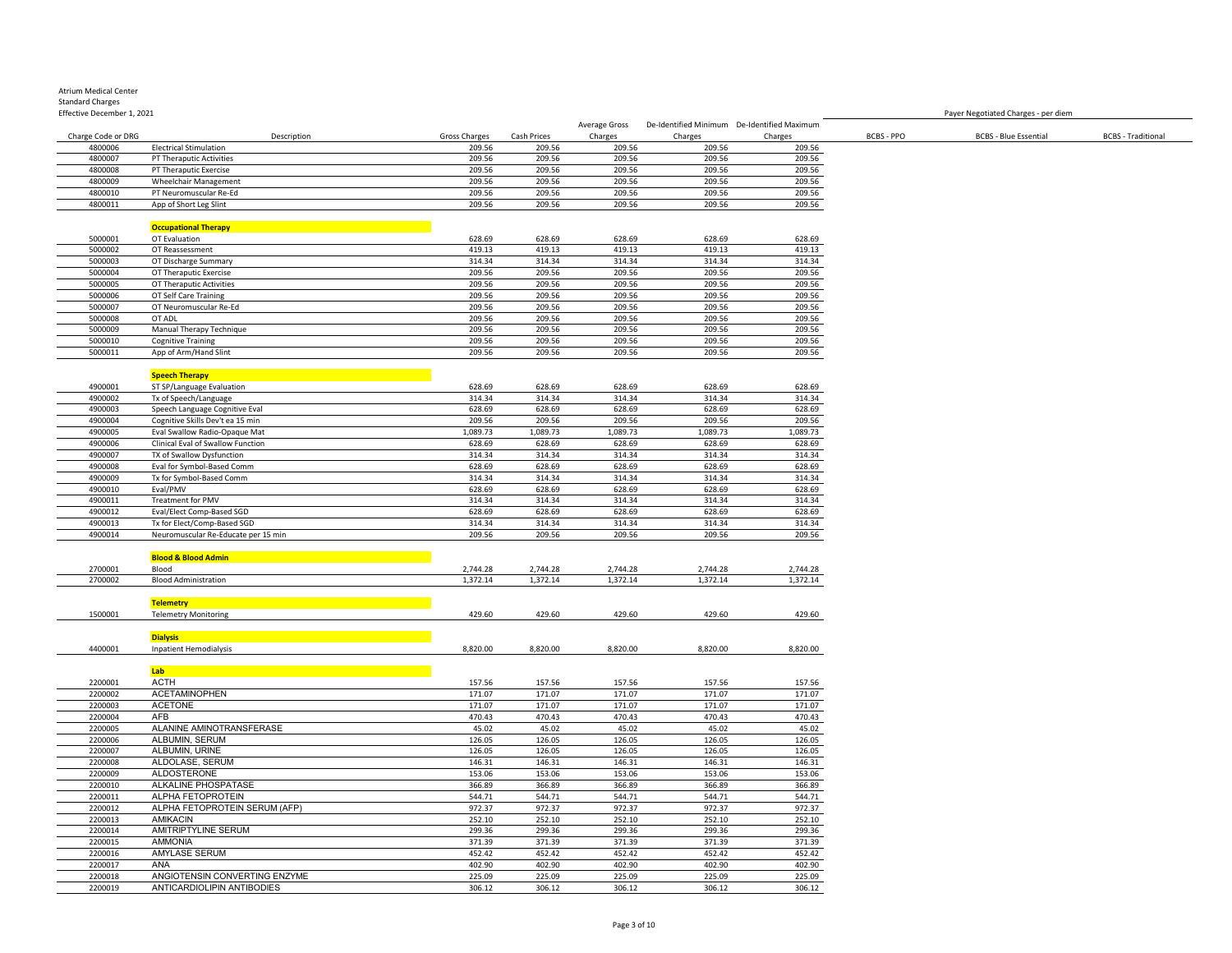Atrium Medical Center
Standard Charges
Effective December 1, 2021

| Charge Code or DRG | Description | Gross Charges | Cash Prices | Average Gross Charges | De-Identified Minimum Charges | De-Identified Maximum Charges | BCBS - PPO | BCBS - Blue Essential | BCBS - Traditional |
|---|---|---|---|---|---|---|---|---|---|
| | | | | | | | Payer Negotiated Charges - per diem | | |
| 4800006 | Electrical Stimulation | 209.56 | 209.56 | 209.56 | 209.56 | 209.56 | | | |
| 4800007 | PT Theraputic Activities | 209.56 | 209.56 | 209.56 | 209.56 | 209.56 | | | |
| 4800008 | PT Theraputic Exercise | 209.56 | 209.56 | 209.56 | 209.56 | 209.56 | | | |
| 4800009 | Wheelchair Management | 209.56 | 209.56 | 209.56 | 209.56 | 209.56 | | | |
| 4800010 | PT Neuromuscular Re-Ed | 209.56 | 209.56 | 209.56 | 209.56 | 209.56 | | | |
| 4800011 | App of Short Leg Slint | 209.56 | 209.56 | 209.56 | 209.56 | 209.56 | | | |
| | **Occupational Therapy** | | | | | | | | |
| 5000001 | OT Evaluation | 628.69 | 628.69 | 628.69 | 628.69 | 628.69 | | | |
| 5000002 | OT Reassessment | 419.13 | 419.13 | 419.13 | 419.13 | 419.13 | | | |
| 5000003 | OT Discharge Summary | 314.34 | 314.34 | 314.34 | 314.34 | 314.34 | | | |
| 5000004 | OT Theraputic Exercise | 209.56 | 209.56 | 209.56 | 209.56 | 209.56 | | | |
| 5000005 | OT Theraputic Activities | 209.56 | 209.56 | 209.56 | 209.56 | 209.56 | | | |
| 5000006 | OT Self Care Training | 209.56 | 209.56 | 209.56 | 209.56 | 209.56 | | | |
| 5000007 | OT Neuromuscular Re-Ed | 209.56 | 209.56 | 209.56 | 209.56 | 209.56 | | | |
| 5000008 | OT ADL | 209.56 | 209.56 | 209.56 | 209.56 | 209.56 | | | |
| 5000009 | Manual Therapy Technique | 209.56 | 209.56 | 209.56 | 209.56 | 209.56 | | | |
| 5000010 | Cognitive Training | 209.56 | 209.56 | 209.56 | 209.56 | 209.56 | | | |
| 5000011 | App of Arm/Hand Slint | 209.56 | 209.56 | 209.56 | 209.56 | 209.56 | | | |
| | **Speech Therapy** | | | | | | | | |
| 4900001 | ST SP/Language Evaluation | 628.69 | 628.69 | 628.69 | 628.69 | 628.69 | | | |
| 4900002 | Tx of Speech/Language | 314.34 | 314.34 | 314.34 | 314.34 | 314.34 | | | |
| 4900003 | Speech Language Cognitive Eval | 628.69 | 628.69 | 628.69 | 628.69 | 628.69 | | | |
| 4900004 | Cognitive Skills Dev't ea 15 min | 209.56 | 209.56 | 209.56 | 209.56 | 209.56 | | | |
| 4900005 | Eval Swallow Radio-Opaque Mat | 1,089.73 | 1,089.73 | 1,089.73 | 1,089.73 | 1,089.73 | | | |
| 4900006 | Clinical Eval of Swallow Function | 628.69 | 628.69 | 628.69 | 628.69 | 628.69 | | | |
| 4900007 | TX of Swallow Dysfunction | 314.34 | 314.34 | 314.34 | 314.34 | 314.34 | | | |
| 4900008 | Eval for Symbol-Based Comm | 628.69 | 628.69 | 628.69 | 628.69 | 628.69 | | | |
| 4900009 | Tx for Symbol-Based Comm | 314.34 | 314.34 | 314.34 | 314.34 | 314.34 | | | |
| 4900010 | Eval/PMV | 628.69 | 628.69 | 628.69 | 628.69 | 628.69 | | | |
| 4900011 | Treatment for PMV | 314.34 | 314.34 | 314.34 | 314.34 | 314.34 | | | |
| 4900012 | Eval/Elect Comp-Based SGD | 628.69 | 628.69 | 628.69 | 628.69 | 628.69 | | | |
| 4900013 | Tx for Elect/Comp-Based SGD | 314.34 | 314.34 | 314.34 | 314.34 | 314.34 | | | |
| 4900014 | Neuromuscular Re-Educate per 15 min | 209.56 | 209.56 | 209.56 | 209.56 | 209.56 | | | |
| | **Blood & Blood Admin** | | | | | | | | |
| 2700001 | Blood | 2,744.28 | 2,744.28 | 2,744.28 | 2,744.28 | 2,744.28 | | | |
| 2700002 | Blood Administration | 1,372.14 | 1,372.14 | 1,372.14 | 1,372.14 | 1,372.14 | | | |
| | **Telemetry** | | | | | | | | |
| 1500001 | Telemetry Monitoring | 429.60 | 429.60 | 429.60 | 429.60 | 429.60 | | | |
| | **Dialysis** | | | | | | | | |
| 4400001 | Inpatient Hemodialysis | 8,820.00 | 8,820.00 | 8,820.00 | 8,820.00 | 8,820.00 | | | |
| | **Lab** | | | | | | | | |
| 2200001 | ACTH | 157.56 | 157.56 | 157.56 | 157.56 | 157.56 | | | |
| 2200002 | ACETAMINOPHEN | 171.07 | 171.07 | 171.07 | 171.07 | 171.07 | | | |
| 2200003 | ACETONE | 171.07 | 171.07 | 171.07 | 171.07 | 171.07 | | | |
| 2200004 | AFB | 470.43 | 470.43 | 470.43 | 470.43 | 470.43 | | | |
| 2200005 | ALANINE AMINOTRANSFERASE | 45.02 | 45.02 | 45.02 | 45.02 | 45.02 | | | |
| 2200006 | ALBUMIN, SERUM | 126.05 | 126.05 | 126.05 | 126.05 | 126.05 | | | |
| 2200007 | ALBUMIN, URINE | 126.05 | 126.05 | 126.05 | 126.05 | 126.05 | | | |
| 2200008 | ALDOLASE, SERUM | 146.31 | 146.31 | 146.31 | 146.31 | 146.31 | | | |
| 2200009 | ALDOSTERONE | 153.06 | 153.06 | 153.06 | 153.06 | 153.06 | | | |
| 2200010 | ALKALINE PHOSPATASE | 366.89 | 366.89 | 366.89 | 366.89 | 366.89 | | | |
| 2200011 | ALPHA FETOPROTEIN | 544.71 | 544.71 | 544.71 | 544.71 | 544.71 | | | |
| 2200012 | ALPHA FETOPROTEIN SERUM (AFP) | 972.37 | 972.37 | 972.37 | 972.37 | 972.37 | | | |
| 2200013 | AMIKACIN | 252.10 | 252.10 | 252.10 | 252.10 | 252.10 | | | |
| 2200014 | AMITRIPTYLINE SERUM | 299.36 | 299.36 | 299.36 | 299.36 | 299.36 | | | |
| 2200015 | AMMONIA | 371.39 | 371.39 | 371.39 | 371.39 | 371.39 | | | |
| 2200016 | AMYLASE SERUM | 452.42 | 452.42 | 452.42 | 452.42 | 452.42 | | | |
| 2200017 | ANA | 402.90 | 402.90 | 402.90 | 402.90 | 402.90 | | | |
| 2200018 | ANGIOTENSIN CONVERTING ENZYME | 225.09 | 225.09 | 225.09 | 225.09 | 225.09 | | | |
| 2200019 | ANTICARDIOLIPIN ANTIBODIES | 306.12 | 306.12 | 306.12 | 306.12 | 306.12 | | | |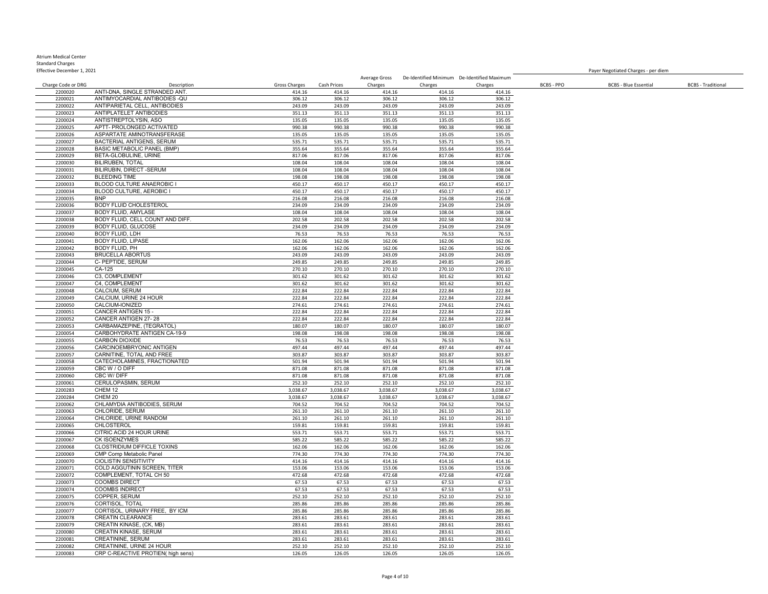Atrium Medical Center
Standard Charges
Effective December 1, 2021

| Charge Code or DRG | Description | Gross Charges | Cash Prices | Average Gross Charges | De-Identified Minimum Charges | De-Identified Maximum Charges | Payer Negotiated Charges - per diem BCBS - PPO | BCBS - Blue Essential | BCBS - Traditional |
|---|---|---|---|---|---|---|---|---|---|
| 2200020 | ANTI-DNA, SINGLE STRANDED ANT. | 414.16 | 414.16 | 414.16 | 414.16 | 414.16 | | | |
| 2200021 | ANTIMYOCARDIAL ANTIBODIES -QU | 306.12 | 306.12 | 306.12 | 306.12 | 306.12 | | | |
| 2200022 | ANTIPARIETAL CELL, ANTIBODIES | 243.09 | 243.09 | 243.09 | 243.09 | 243.09 | | | |
| 2200023 | ANTIPLATELET ANTIBODIES | 351.13 | 351.13 | 351.13 | 351.13 | 351.13 | | | |
| 2200024 | ANTISTREPTOLYSIN, ASO | 135.05 | 135.05 | 135.05 | 135.05 | 135.05 | | | |
| 2200025 | APTT- PROLONGED ACTIVATED | 990.38 | 990.38 | 990.38 | 990.38 | 990.38 | | | |
| 2200026 | ASPARTATE AMINOTRANSFERASE | 135.05 | 135.05 | 135.05 | 135.05 | 135.05 | | | |
| 2200027 | BACTERIAL ANTIGENS, SERUM | 535.71 | 535.71 | 535.71 | 535.71 | 535.71 | | | |
| 2200028 | BASIC METABOLIC PANEL (BMP) | 355.64 | 355.64 | 355.64 | 355.64 | 355.64 | | | |
| 2200029 | BETA-GLOBULINE, URINE | 817.06 | 817.06 | 817.06 | 817.06 | 817.06 | | | |
| 2200030 | BILIRUBEN, TOTAL | 108.04 | 108.04 | 108.04 | 108.04 | 108.04 | | | |
| 2200031 | BILIRUBIN, DIRECT -SERUM | 108.04 | 108.04 | 108.04 | 108.04 | 108.04 | | | |
| 2200032 | BLEEDING TIME | 198.08 | 198.08 | 198.08 | 198.08 | 198.08 | | | |
| 2200033 | BLOOD CULTURE ANAEROBIC I | 450.17 | 450.17 | 450.17 | 450.17 | 450.17 | | | |
| 2200034 | BLOOD CULTURE, AEROBIC I | 450.17 | 450.17 | 450.17 | 450.17 | 450.17 | | | |
| 2200035 | BNP | 216.08 | 216.08 | 216.08 | 216.08 | 216.08 | | | |
| 2200036 | BODY FLUID CHOLESTEROL | 234.09 | 234.09 | 234.09 | 234.09 | 234.09 | | | |
| 2200037 | BODY FLUID, AMYLASE | 108.04 | 108.04 | 108.04 | 108.04 | 108.04 | | | |
| 2200038 | BODY FLUID, CELL COUNT AND DIFF. | 202.58 | 202.58 | 202.58 | 202.58 | 202.58 | | | |
| 2200039 | BODY FLUID, GLUCOSE | 234.09 | 234.09 | 234.09 | 234.09 | 234.09 | | | |
| 2200040 | BODY FLUID, LDH | 76.53 | 76.53 | 76.53 | 76.53 | 76.53 | | | |
| 2200041 | BODY FLUID, LIPASE | 162.06 | 162.06 | 162.06 | 162.06 | 162.06 | | | |
| 2200042 | BODY FLUID, PH | 162.06 | 162.06 | 162.06 | 162.06 | 162.06 | | | |
| 2200043 | BRUCELLA ABORTUS | 243.09 | 243.09 | 243.09 | 243.09 | 243.09 | | | |
| 2200044 | C- PEPTIDE, SERUM | 249.85 | 249.85 | 249.85 | 249.85 | 249.85 | | | |
| 2200045 | CA-125 | 270.10 | 270.10 | 270.10 | 270.10 | 270.10 | | | |
| 2200046 | C3, COMPLEMENT | 301.62 | 301.62 | 301.62 | 301.62 | 301.62 | | | |
| 2200047 | C4, COMPLEMENT | 301.62 | 301.62 | 301.62 | 301.62 | 301.62 | | | |
| 2200048 | CALCIUM, SERUM | 222.84 | 222.84 | 222.84 | 222.84 | 222.84 | | | |
| 2200049 | CALCIUM, URINE 24 HOUR | 222.84 | 222.84 | 222.84 | 222.84 | 222.84 | | | |
| 2200050 | CALCIUM-IONIZED | 274.61 | 274.61 | 274.61 | 274.61 | 274.61 | | | |
| 2200051 | CANCER ANTIGEN 15 - | 222.84 | 222.84 | 222.84 | 222.84 | 222.84 | | | |
| 2200052 | CANCER ANTIGEN 27- 28 | 222.84 | 222.84 | 222.84 | 222.84 | 222.84 | | | |
| 2200053 | CARBAMAZEPINE, (TEGRATOL) | 180.07 | 180.07 | 180.07 | 180.07 | 180.07 | | | |
| 2200054 | CARBOHYDRATE ANTIGEN CA-19-9 | 198.08 | 198.08 | 198.08 | 198.08 | 198.08 | | | |
| 2200055 | CARBON DIOXIDE | 76.53 | 76.53 | 76.53 | 76.53 | 76.53 | | | |
| 2200056 | CARCINOEMBRYONIC ANTIGEN | 497.44 | 497.44 | 497.44 | 497.44 | 497.44 | | | |
| 2200057 | CARNITINE, TOTAL AND FREE | 303.87 | 303.87 | 303.87 | 303.87 | 303.87 | | | |
| 2200058 | CATECHOLAMINES, FRACTIONATED | 501.94 | 501.94 | 501.94 | 501.94 | 501.94 | | | |
| 2200059 | CBC W / O DIFF | 871.08 | 871.08 | 871.08 | 871.08 | 871.08 | | | |
| 2200060 | CBC W/ DIFF | 871.08 | 871.08 | 871.08 | 871.08 | 871.08 | | | |
| 2200061 | CERULOPASMIN, SERUM | 252.10 | 252.10 | 252.10 | 252.10 | 252.10 | | | |
| 2200283 | CHEM 12 | 3,038.67 | 3,038.67 | 3,038.67 | 3,038.67 | 3,038.67 | | | |
| 2200284 | CHEM 20 | 3,038.67 | 3,038.67 | 3,038.67 | 3,038.67 | 3,038.67 | | | |
| 2200062 | CHLAMYDIA ANTIBODIES, SERUM | 704.52 | 704.52 | 704.52 | 704.52 | 704.52 | | | |
| 2200063 | CHLORIDE, SERUM | 261.10 | 261.10 | 261.10 | 261.10 | 261.10 | | | |
| 2200064 | CHLORIDE, URINE RANDOM | 261.10 | 261.10 | 261.10 | 261.10 | 261.10 | | | |
| 2200065 | CHLOSTEROL | 159.81 | 159.81 | 159.81 | 159.81 | 159.81 | | | |
| 2200066 | CITRIC ACID 24 HOUR URINE | 553.71 | 553.71 | 553.71 | 553.71 | 553.71 | | | |
| 2200067 | CK ISOENZYMES | 585.22 | 585.22 | 585.22 | 585.22 | 585.22 | | | |
| 2200068 | CLOSTRIDIUM DIFFICLE TOXINS | 162.06 | 162.06 | 162.06 | 162.06 | 162.06 | | | |
| 2200069 | CMP Comp Metabolic Panel | 774.30 | 774.30 | 774.30 | 774.30 | 774.30 | | | |
| 2200070 | CIOLISTIN SENSITIVITY | 414.16 | 414.16 | 414.16 | 414.16 | 414.16 | | | |
| 2200071 | COLD AGGUTININ SCREEN, TITER | 153.06 | 153.06 | 153.06 | 153.06 | 153.06 | | | |
| 2200072 | COMPLEMENT, TOTAL CH 50 | 472.68 | 472.68 | 472.68 | 472.68 | 472.68 | | | |
| 2200073 | COOMBS DIRECT | 67.53 | 67.53 | 67.53 | 67.53 | 67.53 | | | |
| 2200074 | COOMBS INDIRECT | 67.53 | 67.53 | 67.53 | 67.53 | 67.53 | | | |
| 2200075 | COPPER, SERUM | 252.10 | 252.10 | 252.10 | 252.10 | 252.10 | | | |
| 2200076 | CORTISOL, TOTAL | 285.86 | 285.86 | 285.86 | 285.86 | 285.86 | | | |
| 2200077 | CORTISOL, URINARY FREE, BY ICM | 285.86 | 285.86 | 285.86 | 285.86 | 285.86 | | | |
| 2200078 | CREATIN CLEARANCE | 283.61 | 283.61 | 283.61 | 283.61 | 283.61 | | | |
| 2200079 | CREATIN KINASE, (CK, MB) | 283.61 | 283.61 | 283.61 | 283.61 | 283.61 | | | |
| 2200080 | CREATIN KINASE, SERUM | 283.61 | 283.61 | 283.61 | 283.61 | 283.61 | | | |
| 2200081 | CREATININE, SERUM | 283.61 | 283.61 | 283.61 | 283.61 | 283.61 | | | |
| 2200082 | CREATININE, URINE 24 HOUR | 252.10 | 252.10 | 252.10 | 252.10 | 252.10 | | | |
| 2200083 | CRP C-REACTIVE PROTIEN( high sens) | 126.05 | 126.05 | 126.05 | 126.05 | 126.05 | | | |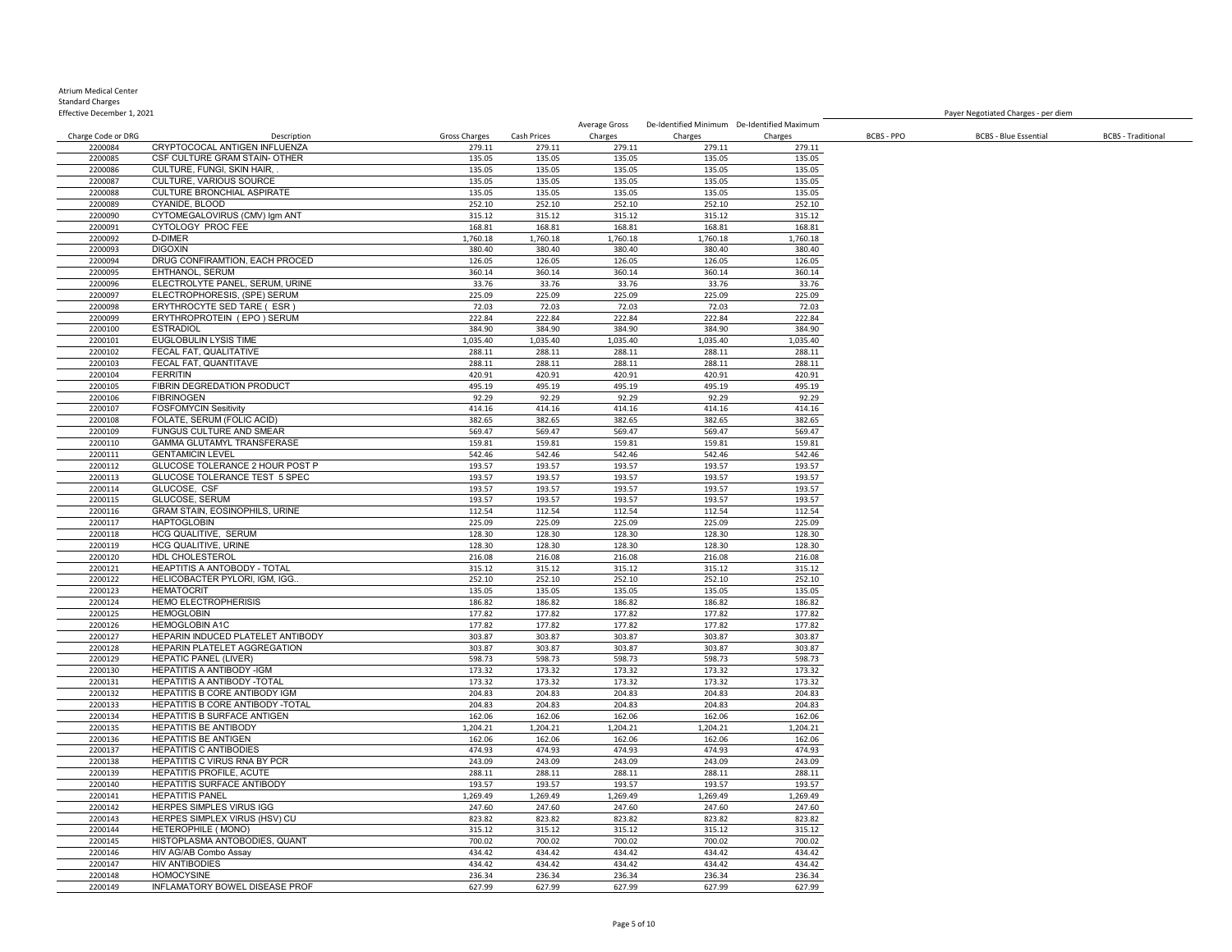Atrium Medical Center
Standard Charges
Effective December 1, 2021

| Charge Code or DRG | Description | Gross Charges | Cash Prices | Average Gross Charges | De-Identified Minimum Charges | De-Identified Maximum Charges | Payer Negotiated Charges - per diem | | |
|---|---|---|---|---|---|---|---|---|---|
| | | | | | | | BCBS - PPO | BCBS - Blue Essential | BCBS - Traditional |
| 2200084 | CRYPTOCOCAL ANTIGEN INFLUENZA | 279.11 | 279.11 | 279.11 | 279.11 | 279.11 | | | |
| 2200085 | CSF CULTURE GRAM STAIN- OTHER | 135.05 | 135.05 | 135.05 | 135.05 | 135.05 | | | |
| 2200086 | CULTURE, FUNGI, SKIN HAIR, . | 135.05 | 135.05 | 135.05 | 135.05 | 135.05 | | | |
| 2200087 | CULTURE, VARIOUS SOURCE | 135.05 | 135.05 | 135.05 | 135.05 | 135.05 | | | |
| 2200088 | CULTURE BRONCHIAL ASPIRATE | 135.05 | 135.05 | 135.05 | 135.05 | 135.05 | | | |
| 2200089 | CYANIDE, BLOOD | 252.10 | 252.10 | 252.10 | 252.10 | 252.10 | | | |
| 2200090 | CYTOMEGALOVIRUS (CMV) Igm ANT | 315.12 | 315.12 | 315.12 | 315.12 | 315.12 | | | |
| 2200091 | CYTOLOGY PROC FEE | 168.81 | 168.81 | 168.81 | 168.81 | 168.81 | | | |
| 2200092 | D-DIMER | 1,760.18 | 1,760.18 | 1,760.18 | 1,760.18 | 1,760.18 | | | |
| 2200093 | DIGOXIN | 380.40 | 380.40 | 380.40 | 380.40 | 380.40 | | | |
| 2200094 | DRUG CONFIRAMTION, EACH PROCED | 126.05 | 126.05 | 126.05 | 126.05 | 126.05 | | | |
| 2200095 | EHTHANOL, SERUM | 360.14 | 360.14 | 360.14 | 360.14 | 360.14 | | | |
| 2200096 | ELECTROLYTE PANEL, SERUM, URINE | 33.76 | 33.76 | 33.76 | 33.76 | 33.76 | | | |
| 2200097 | ELECTROPHORESIS, (SPE) SERUM | 225.09 | 225.09 | 225.09 | 225.09 | 225.09 | | | |
| 2200098 | ERYTHROCYTE SED TARE ( ESR ) | 72.03 | 72.03 | 72.03 | 72.03 | 72.03 | | | |
| 2200099 | ERYTHROPROTEIN ( EPO ) SERUM | 222.84 | 222.84 | 222.84 | 222.84 | 222.84 | | | |
| 2200100 | ESTRADIOL | 384.90 | 384.90 | 384.90 | 384.90 | 384.90 | | | |
| 2200101 | EUGLOBULIN LYSIS TIME | 1,035.40 | 1,035.40 | 1,035.40 | 1,035.40 | 1,035.40 | | | |
| 2200102 | FECAL FAT, QUALITATIVE | 288.11 | 288.11 | 288.11 | 288.11 | 288.11 | | | |
| 2200103 | FECAL FAT, QUANTITAVE | 288.11 | 288.11 | 288.11 | 288.11 | 288.11 | | | |
| 2200104 | FERRITIN | 420.91 | 420.91 | 420.91 | 420.91 | 420.91 | | | |
| 2200105 | FIBRIN DEGREDATION PRODUCT | 495.19 | 495.19 | 495.19 | 495.19 | 495.19 | | | |
| 2200106 | FIBRINOGEN | 92.29 | 92.29 | 92.29 | 92.29 | 92.29 | | | |
| 2200107 | FOSFOMYCIN Sesitivity | 414.16 | 414.16 | 414.16 | 414.16 | 414.16 | | | |
| 2200108 | FOLATE, SERUM (FOLIC ACID) | 382.65 | 382.65 | 382.65 | 382.65 | 382.65 | | | |
| 2200109 | FUNGUS CULTURE AND SMEAR | 569.47 | 569.47 | 569.47 | 569.47 | 569.47 | | | |
| 2200110 | GAMMA GLUTAMYL TRANSFERASE | 159.81 | 159.81 | 159.81 | 159.81 | 159.81 | | | |
| 2200111 | GENTAMICIN LEVEL | 542.46 | 542.46 | 542.46 | 542.46 | 542.46 | | | |
| 2200112 | GLUCOSE TOLERANCE 2 HOUR POST P | 193.57 | 193.57 | 193.57 | 193.57 | 193.57 | | | |
| 2200113 | GLUCOSE TOLERANCE TEST 5 SPEC | 193.57 | 193.57 | 193.57 | 193.57 | 193.57 | | | |
| 2200114 | GLUCOSE, CSF | 193.57 | 193.57 | 193.57 | 193.57 | 193.57 | | | |
| 2200115 | GLUCOSE, SERUM | 193.57 | 193.57 | 193.57 | 193.57 | 193.57 | | | |
| 2200116 | GRAM STAIN, EOSINOPHILS, URINE | 112.54 | 112.54 | 112.54 | 112.54 | 112.54 | | | |
| 2200117 | HAPTOGLOBIN | 225.09 | 225.09 | 225.09 | 225.09 | 225.09 | | | |
| 2200118 | HCG QUALITIVE, SERUM | 128.30 | 128.30 | 128.30 | 128.30 | 128.30 | | | |
| 2200119 | HCG QUALITIVE, URINE | 128.30 | 128.30 | 128.30 | 128.30 | 128.30 | | | |
| 2200120 | HDL CHOLESTEROL | 216.08 | 216.08 | 216.08 | 216.08 | 216.08 | | | |
| 2200121 | HEAPTITIS A ANTOBODY - TOTAL | 315.12 | 315.12 | 315.12 | 315.12 | 315.12 | | | |
| 2200122 | HELICOBACTER PYLORI, IGM, IGG.. | 252.10 | 252.10 | 252.10 | 252.10 | 252.10 | | | |
| 2200123 | HEMATOCRIT | 135.05 | 135.05 | 135.05 | 135.05 | 135.05 | | | |
| 2200124 | HEMO ELECTROPHERISIS | 186.82 | 186.82 | 186.82 | 186.82 | 186.82 | | | |
| 2200125 | HEMOGLOBIN | 177.82 | 177.82 | 177.82 | 177.82 | 177.82 | | | |
| 2200126 | HEMOGLOBIN A1C | 177.82 | 177.82 | 177.82 | 177.82 | 177.82 | | | |
| 2200127 | HEPARIN INDUCED PLATELET ANTIBODY | 303.87 | 303.87 | 303.87 | 303.87 | 303.87 | | | |
| 2200128 | HEPARIN PLATELET AGGREGATION | 303.87 | 303.87 | 303.87 | 303.87 | 303.87 | | | |
| 2200129 | HEPATIC PANEL (LIVER) | 598.73 | 598.73 | 598.73 | 598.73 | 598.73 | | | |
| 2200130 | HEPATITIS A ANTIBODY -IGM | 173.32 | 173.32 | 173.32 | 173.32 | 173.32 | | | |
| 2200131 | HEPATITIS A ANTIBODY -TOTAL | 173.32 | 173.32 | 173.32 | 173.32 | 173.32 | | | |
| 2200132 | HEPATITIS B CORE ANTIBODY IGM | 204.83 | 204.83 | 204.83 | 204.83 | 204.83 | | | |
| 2200133 | HEPATITIS B CORE ANTIBODY -TOTAL | 204.83 | 204.83 | 204.83 | 204.83 | 204.83 | | | |
| 2200134 | HEPATITIS B SURFACE ANTIGEN | 162.06 | 162.06 | 162.06 | 162.06 | 162.06 | | | |
| 2200135 | HEPATITIS BE ANTIBODY | 1,204.21 | 1,204.21 | 1,204.21 | 1,204.21 | 1,204.21 | | | |
| 2200136 | HEPATITIS BE ANTIGEN | 162.06 | 162.06 | 162.06 | 162.06 | 162.06 | | | |
| 2200137 | HEPATITIS C ANTIBODIES | 474.93 | 474.93 | 474.93 | 474.93 | 474.93 | | | |
| 2200138 | HEPATITIS C VIRUS RNA BY PCR | 243.09 | 243.09 | 243.09 | 243.09 | 243.09 | | | |
| 2200139 | HEPATITIS PROFILE, ACUTE | 288.11 | 288.11 | 288.11 | 288.11 | 288.11 | | | |
| 2200140 | HEPATITIS SURFACE ANTIBODY | 193.57 | 193.57 | 193.57 | 193.57 | 193.57 | | | |
| 2200141 | HEPATITIS PANEL | 1,269.49 | 1,269.49 | 1,269.49 | 1,269.49 | 1,269.49 | | | |
| 2200142 | HERPES SIMPLES VIRUS IGG | 247.60 | 247.60 | 247.60 | 247.60 | 247.60 | | | |
| 2200143 | HERPES SIMPLEX VIRUS (HSV) CU | 823.82 | 823.82 | 823.82 | 823.82 | 823.82 | | | |
| 2200144 | HETEROPHILE ( MONO) | 315.12 | 315.12 | 315.12 | 315.12 | 315.12 | | | |
| 2200145 | HISTOPLASMA ANTOBODIES, QUANT | 700.02 | 700.02 | 700.02 | 700.02 | 700.02 | | | |
| 2200146 | HIV AG/AB Combo Assay | 434.42 | 434.42 | 434.42 | 434.42 | 434.42 | | | |
| 2200147 | HIV ANTIBODIES | 434.42 | 434.42 | 434.42 | 434.42 | 434.42 | | | |
| 2200148 | HOMOCYSINE | 236.34 | 236.34 | 236.34 | 236.34 | 236.34 | | | |
| 2200149 | INFLAMATORY BOWEL DISEASE PROF | 627.99 | 627.99 | 627.99 | 627.99 | 627.99 | | | |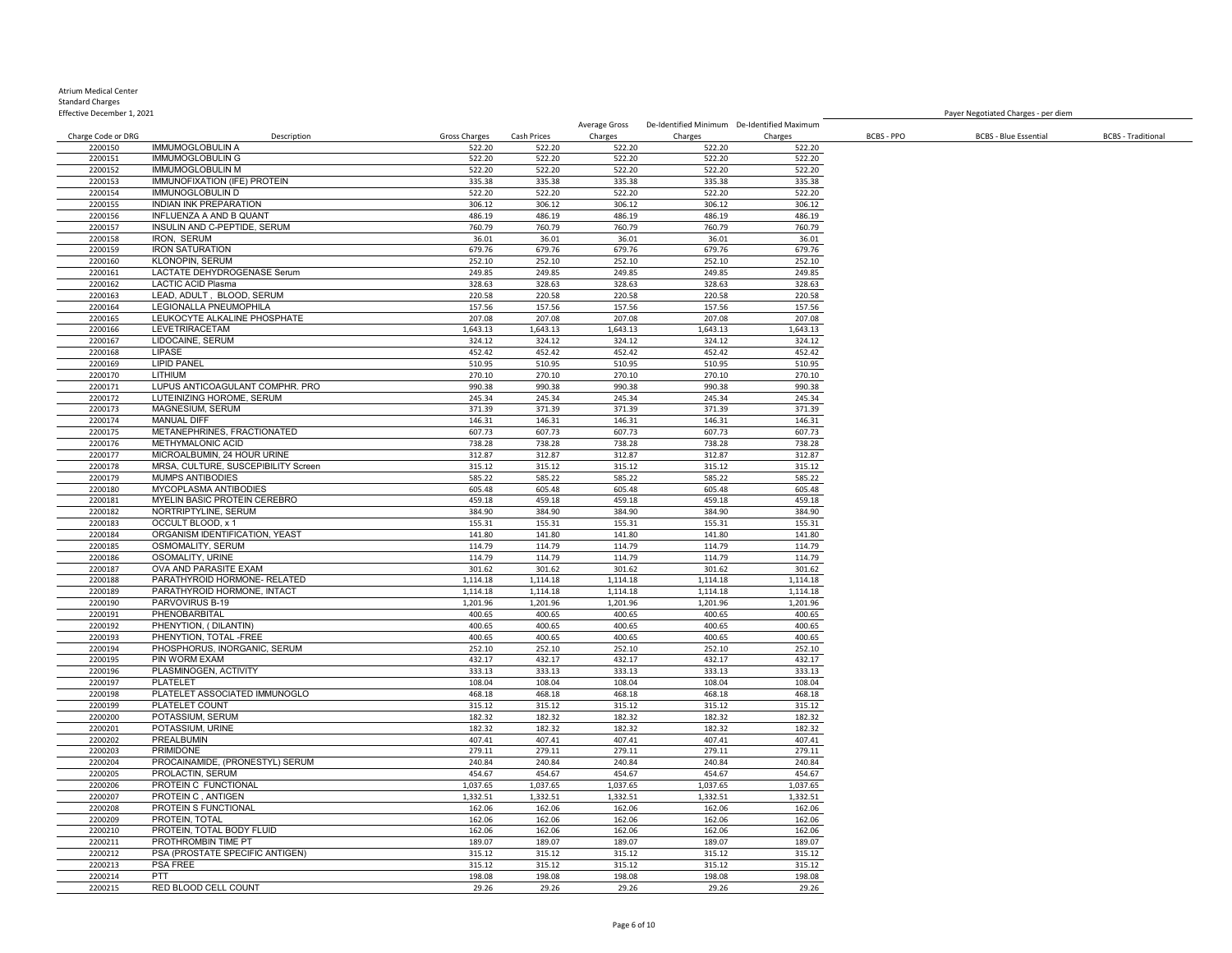Atrium Medical Center
Standard Charges
Effective December 1, 2021

| Charge Code or DRG | Description | Gross Charges | Cash Prices | Average Gross Charges | De-Identified Minimum Charges | De-Identified Maximum Charges | BCBS - PPO | BCBS - Blue Essential | BCBS - Traditional |
|---|---|---|---|---|---|---|---|---|---|
| | | | | | | | Payer Negotiated Charges - per diem | | |
| 2200150 | IMMUMOGLOBULIN A | 522.20 | 522.20 | 522.20 | 522.20 | 522.20 | | | |
| 2200151 | IMMUMOGLOBULIN G | 522.20 | 522.20 | 522.20 | 522.20 | 522.20 | | | |
| 2200152 | IMMUMOGLOBULIN M | 522.20 | 522.20 | 522.20 | 522.20 | 522.20 | | | |
| 2200153 | IMMUNOFIXATION (IFE) PROTEIN | 335.38 | 335.38 | 335.38 | 335.38 | 335.38 | | | |
| 2200154 | IMMUMOGLOBULIN D | 522.20 | 522.20 | 522.20 | 522.20 | 522.20 | | | |
| 2200155 | INDIAN INK PREPARATION | 306.12 | 306.12 | 306.12 | 306.12 | 306.12 | | | |
| 2200156 | INFLUENZA A AND B QUANT | 486.19 | 486.19 | 486.19 | 486.19 | 486.19 | | | |
| 2200157 | INSULIN AND C-PEPTIDE, SERUM | 760.79 | 760.79 | 760.79 | 760.79 | 760.79 | | | |
| 2200158 | IRON, SERUM | 36.01 | 36.01 | 36.01 | 36.01 | 36.01 | | | |
| 2200159 | IRON SATURATION | 679.76 | 679.76 | 679.76 | 679.76 | 679.76 | | | |
| 2200160 | KLONOPIN, SERUM | 252.10 | 252.10 | 252.10 | 252.10 | 252.10 | | | |
| 2200161 | LACTATE DEHYDROGENASE Serum | 249.85 | 249.85 | 249.85 | 249.85 | 249.85 | | | |
| 2200162 | LACTIC ACID Plasma | 328.63 | 328.63 | 328.63 | 328.63 | 328.63 | | | |
| 2200163 | LEAD, ADULT , BLOOD, SERUM | 220.58 | 220.58 | 220.58 | 220.58 | 220.58 | | | |
| 2200164 | LEGIONALLA PNEUMOPHILA | 157.56 | 157.56 | 157.56 | 157.56 | 157.56 | | | |
| 2200165 | LEUKOCYTE ALKALINE PHOSPHATE | 207.08 | 207.08 | 207.08 | 207.08 | 207.08 | | | |
| 2200166 | LEVETRIRACETAM | 1,643.13 | 1,643.13 | 1,643.13 | 1,643.13 | 1,643.13 | | | |
| 2200167 | LIDOCAINE, SERUM | 324.12 | 324.12 | 324.12 | 324.12 | 324.12 | | | |
| 2200168 | LIPASE | 452.42 | 452.42 | 452.42 | 452.42 | 452.42 | | | |
| 2200169 | LIPID PANEL | 510.95 | 510.95 | 510.95 | 510.95 | 510.95 | | | |
| 2200170 | LITHIUM | 270.10 | 270.10 | 270.10 | 270.10 | 270.10 | | | |
| 2200171 | LUPUS ANTICOAGULANT COMPHR. PRO | 990.38 | 990.38 | 990.38 | 990.38 | 990.38 | | | |
| 2200172 | LUTEINIZING HOROME, SERUM | 245.34 | 245.34 | 245.34 | 245.34 | 245.34 | | | |
| 2200173 | MAGNESIUM, SERUM | 371.39 | 371.39 | 371.39 | 371.39 | 371.39 | | | |
| 2200174 | MANUAL DIFF | 146.31 | 146.31 | 146.31 | 146.31 | 146.31 | | | |
| 2200175 | METANEPHRINES, FRACTIONATED | 607.73 | 607.73 | 607.73 | 607.73 | 607.73 | | | |
| 2200176 | METHYMALONIC ACID | 738.28 | 738.28 | 738.28 | 738.28 | 738.28 | | | |
| 2200177 | MICROALBUMIN, 24 HOUR URINE | 312.87 | 312.87 | 312.87 | 312.87 | 312.87 | | | |
| 2200178 | MRSA, CULTURE, SUSCEPIBILITY Screen | 315.12 | 315.12 | 315.12 | 315.12 | 315.12 | | | |
| 2200179 | MUMPS ANTIBODIES | 585.22 | 585.22 | 585.22 | 585.22 | 585.22 | | | |
| 2200180 | MYCOPLASMA ANTIBODIES | 605.48 | 605.48 | 605.48 | 605.48 | 605.48 | | | |
| 2200181 | MYELIN BASIC PROTEIN CEREBRO | 459.18 | 459.18 | 459.18 | 459.18 | 459.18 | | | |
| 2200182 | NORTRIPTYLINE, SERUM | 384.90 | 384.90 | 384.90 | 384.90 | 384.90 | | | |
| 2200183 | OCCULT BLOOD, x 1 | 155.31 | 155.31 | 155.31 | 155.31 | 155.31 | | | |
| 2200184 | ORGANISM IDENTIFICATION, YEAST | 141.80 | 141.80 | 141.80 | 141.80 | 141.80 | | | |
| 2200185 | OSMOMALITY, SERUM | 114.79 | 114.79 | 114.79 | 114.79 | 114.79 | | | |
| 2200186 | OSOMALITY, URINE | 114.79 | 114.79 | 114.79 | 114.79 | 114.79 | | | |
| 2200187 | OVA AND PARASITE EXAM | 301.62 | 301.62 | 301.62 | 301.62 | 301.62 | | | |
| 2200188 | PARATHYROID HORMONE- RELATED | 1,114.18 | 1,114.18 | 1,114.18 | 1,114.18 | 1,114.18 | | | |
| 2200189 | PARATHYROID HORMONE, INTACT | 1,114.18 | 1,114.18 | 1,114.18 | 1,114.18 | 1,114.18 | | | |
| 2200190 | PARVOVIRUS B-19 | 1,201.96 | 1,201.96 | 1,201.96 | 1,201.96 | 1,201.96 | | | |
| 2200191 | PHENOBARBITAL | 400.65 | 400.65 | 400.65 | 400.65 | 400.65 | | | |
| 2200192 | PHENYTION, ( DILANTIN) | 400.65 | 400.65 | 400.65 | 400.65 | 400.65 | | | |
| 2200193 | PHENYTION, TOTAL -FREE | 400.65 | 400.65 | 400.65 | 400.65 | 400.65 | | | |
| 2200194 | PHOSPHORUS, INORGANIC, SERUM | 252.10 | 252.10 | 252.10 | 252.10 | 252.10 | | | |
| 2200195 | PIN WORM EXAM | 432.17 | 432.17 | 432.17 | 432.17 | 432.17 | | | |
| 2200196 | PLASMINOGEN, ACTIVITY | 333.13 | 333.13 | 333.13 | 333.13 | 333.13 | | | |
| 2200197 | PLATELET | 108.04 | 108.04 | 108.04 | 108.04 | 108.04 | | | |
| 2200198 | PLATELET ASSOCIATED IMMUNOGLO | 468.18 | 468.18 | 468.18 | 468.18 | 468.18 | | | |
| 2200199 | PLATELET COUNT | 315.12 | 315.12 | 315.12 | 315.12 | 315.12 | | | |
| 2200200 | POTASSIUM, SERUM | 182.32 | 182.32 | 182.32 | 182.32 | 182.32 | | | |
| 2200201 | POTASSIUM, URINE | 182.32 | 182.32 | 182.32 | 182.32 | 182.32 | | | |
| 2200202 | PREALBUMIN | 407.41 | 407.41 | 407.41 | 407.41 | 407.41 | | | |
| 2200203 | PRIMIDONE | 279.11 | 279.11 | 279.11 | 279.11 | 279.11 | | | |
| 2200204 | PROCAINAMIDE, (PRONESTYL) SERUM | 240.84 | 240.84 | 240.84 | 240.84 | 240.84 | | | |
| 2200205 | PROLACTIN, SERUM | 454.67 | 454.67 | 454.67 | 454.67 | 454.67 | | | |
| 2200206 | PROTEIN C FUNCTIONAL | 1,037.65 | 1,037.65 | 1,037.65 | 1,037.65 | 1,037.65 | | | |
| 2200207 | PROTEIN C , ANTIGEN | 1,332.51 | 1,332.51 | 1,332.51 | 1,332.51 | 1,332.51 | | | |
| 2200208 | PROTEIN S FUNCTIONAL | 162.06 | 162.06 | 162.06 | 162.06 | 162.06 | | | |
| 2200209 | PROTEIN, TOTAL | 162.06 | 162.06 | 162.06 | 162.06 | 162.06 | | | |
| 2200210 | PROTEIN, TOTAL BODY FLUID | 162.06 | 162.06 | 162.06 | 162.06 | 162.06 | | | |
| 2200211 | PROTHROMBIN TIME PT | 189.07 | 189.07 | 189.07 | 189.07 | 189.07 | | | |
| 2200212 | PSA (PROSTATE SPECIFIC ANTIGEN) | 315.12 | 315.12 | 315.12 | 315.12 | 315.12 | | | |
| 2200213 | PSA FREE | 315.12 | 315.12 | 315.12 | 315.12 | 315.12 | | | |
| 2200214 | PTT | 198.08 | 198.08 | 198.08 | 198.08 | 198.08 | | | |
| 2200215 | RED BLOOD CELL COUNT | 29.26 | 29.26 | 29.26 | 29.26 | 29.26 | | | |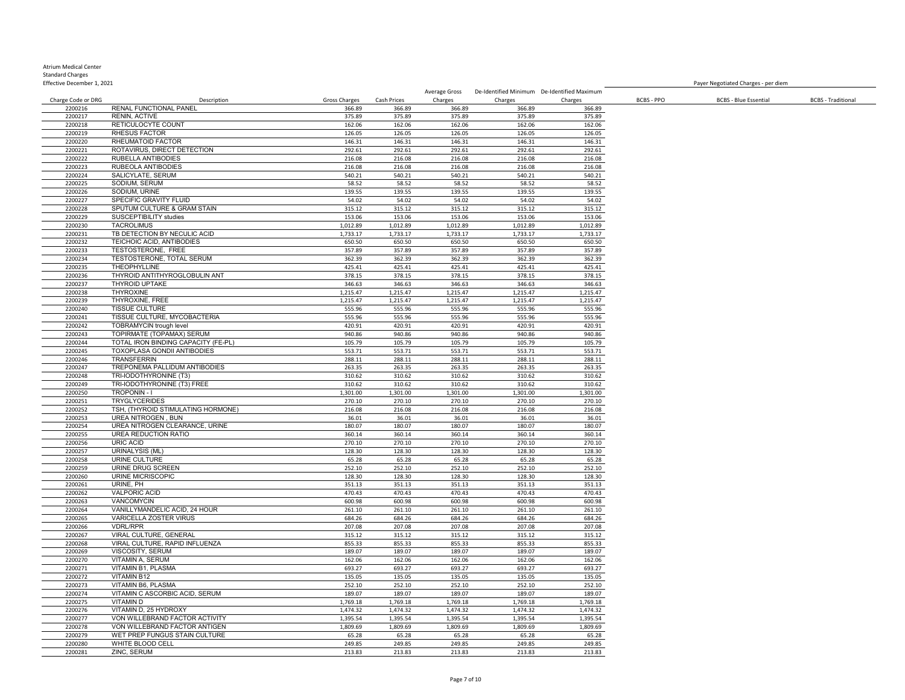Atrium Medical Center
Standard Charges
Effective December 1, 2021

| Charge Code or DRG | Description | Gross Charges | Cash Prices | Average Gross Charges | De-Identified Minimum Charges | De-Identified Maximum Charges | Payer Negotiated Charges - per diem | | |
|---|---|---|---|---|---|---|---|---|---|
| | | | | | | | BCBS - PPO | BCBS - Blue Essential | BCBS - Traditional |
| 2200216 | RENAL FUNCTIONAL PANEL | 366.89 | 366.89 | 366.89 | 366.89 | 366.89 | | | |
| 2200217 | RENIN, ACTIVE | 375.89 | 375.89 | 375.89 | 375.89 | 375.89 | | | |
| 2200218 | RETICULOCYTE COUNT | 162.06 | 162.06 | 162.06 | 162.06 | 162.06 | | | |
| 2200219 | RHESUS FACTOR | 126.05 | 126.05 | 126.05 | 126.05 | 126.05 | | | |
| 2200220 | RHEUMATOID FACTOR | 146.31 | 146.31 | 146.31 | 146.31 | 146.31 | | | |
| 2200221 | ROTAVIRUS, DIRECT DETECTION | 292.61 | 292.61 | 292.61 | 292.61 | 292.61 | | | |
| 2200222 | RUBELLA ANTIBODIES | 216.08 | 216.08 | 216.08 | 216.08 | 216.08 | | | |
| 2200223 | RUBEOLA ANTIBODIES | 216.08 | 216.08 | 216.08 | 216.08 | 216.08 | | | |
| 2200224 | SALICYLATE, SERUM | 540.21 | 540.21 | 540.21 | 540.21 | 540.21 | | | |
| 2200225 | SODIUM, SERUM | 58.52 | 58.52 | 58.52 | 58.52 | 58.52 | | | |
| 2200226 | SODIUM, URINE | 139.55 | 139.55 | 139.55 | 139.55 | 139.55 | | | |
| 2200227 | SPECIFIC GRAVITY FLUID | 54.02 | 54.02 | 54.02 | 54.02 | 54.02 | | | |
| 2200228 | SPUTUM CULTURE & GRAM STAIN | 315.12 | 315.12 | 315.12 | 315.12 | 315.12 | | | |
| 2200229 | SUSCEPTIBILITY studies | 153.06 | 153.06 | 153.06 | 153.06 | 153.06 | | | |
| 2200230 | TACROLIMUS | 1,012.89 | 1,012.89 | 1,012.89 | 1,012.89 | 1,012.89 | | | |
| 2200231 | TB DETECTION BY NECULIC ACID | 1,733.17 | 1,733.17 | 1,733.17 | 1,733.17 | 1,733.17 | | | |
| 2200232 | TEICHOIC ACID, ANTIBODIES | 650.50 | 650.50 | 650.50 | 650.50 | 650.50 | | | |
| 2200233 | TESTOSTERONE, FREE | 357.89 | 357.89 | 357.89 | 357.89 | 357.89 | | | |
| 2200234 | TESTOSTERONE, TOTAL SERUM | 362.39 | 362.39 | 362.39 | 362.39 | 362.39 | | | |
| 2200235 | THEOPHYLLINE | 425.41 | 425.41 | 425.41 | 425.41 | 425.41 | | | |
| 2200236 | THYROID ANTITHYROGLOBULIN ANT | 378.15 | 378.15 | 378.15 | 378.15 | 378.15 | | | |
| 2200237 | THYROID UPTAKE | 346.63 | 346.63 | 346.63 | 346.63 | 346.63 | | | |
| 2200238 | THYROXINE | 1,215.47 | 1,215.47 | 1,215.47 | 1,215.47 | 1,215.47 | | | |
| 2200239 | THYROXINE, FREE | 1,215.47 | 1,215.47 | 1,215.47 | 1,215.47 | 1,215.47 | | | |
| 2200240 | TISSUE CULTURE | 555.96 | 555.96 | 555.96 | 555.96 | 555.96 | | | |
| 2200241 | TISSUE CULTURE, MYCOBACTERIA | 555.96 | 555.96 | 555.96 | 555.96 | 555.96 | | | |
| 2200242 | TOBRAMYCIN trough level | 420.91 | 420.91 | 420.91 | 420.91 | 420.91 | | | |
| 2200243 | TOPIRMATE (TOPAMAX) SERUM | 940.86 | 940.86 | 940.86 | 940.86 | 940.86 | | | |
| 2200244 | TOTAL IRON BINDING CAPACITY (FE-PL) | 105.79 | 105.79 | 105.79 | 105.79 | 105.79 | | | |
| 2200245 | TOXOPLASA GONDII ANTIBODIES | 553.71 | 553.71 | 553.71 | 553.71 | 553.71 | | | |
| 2200246 | TRANSFERRIN | 288.11 | 288.11 | 288.11 | 288.11 | 288.11 | | | |
| 2200247 | TREPONEMA PALLIDUM ANTIBODIES | 263.35 | 263.35 | 263.35 | 263.35 | 263.35 | | | |
| 2200248 | TRI-IODOTHYRONINE (T3) | 310.62 | 310.62 | 310.62 | 310.62 | 310.62 | | | |
| 2200249 | TRI-IODOTHYRONINE (T3) FREE | 310.62 | 310.62 | 310.62 | 310.62 | 310.62 | | | |
| 2200250 | TROPONIN - I | 1,301.00 | 1,301.00 | 1,301.00 | 1,301.00 | 1,301.00 | | | |
| 2200251 | TRYGLYCERIDES | 270.10 | 270.10 | 270.10 | 270.10 | 270.10 | | | |
| 2200252 | TSH, (THYROID STIMULATING HORMONE) | 216.08 | 216.08 | 216.08 | 216.08 | 216.08 | | | |
| 2200253 | UREA NITROGEN , BUN | 36.01 | 36.01 | 36.01 | 36.01 | 36.01 | | | |
| 2200254 | UREA NITROGEN CLEARANCE, URINE | 180.07 | 180.07 | 180.07 | 180.07 | 180.07 | | | |
| 2200255 | UREA REDUCTION RATIO | 360.14 | 360.14 | 360.14 | 360.14 | 360.14 | | | |
| 2200256 | URIC ACID | 270.10 | 270.10 | 270.10 | 270.10 | 270.10 | | | |
| 2200257 | URINALYSIS (ML) | 128.30 | 128.30 | 128.30 | 128.30 | 128.30 | | | |
| 2200258 | URINE CULTURE | 65.28 | 65.28 | 65.28 | 65.28 | 65.28 | | | |
| 2200259 | URINE DRUG SCREEN | 252.10 | 252.10 | 252.10 | 252.10 | 252.10 | | | |
| 2200260 | URINE MICRISCOPIC | 128.30 | 128.30 | 128.30 | 128.30 | 128.30 | | | |
| 2200261 | URINE, PH | 351.13 | 351.13 | 351.13 | 351.13 | 351.13 | | | |
| 2200262 | VALPORIC ACID | 470.43 | 470.43 | 470.43 | 470.43 | 470.43 | | | |
| 2200263 | VANCOMYCIN | 600.98 | 600.98 | 600.98 | 600.98 | 600.98 | | | |
| 2200264 | VANILLYMANDELIC ACID, 24 HOUR | 261.10 | 261.10 | 261.10 | 261.10 | 261.10 | | | |
| 2200265 | VARICELLA ZOSTER VIRUS | 684.26 | 684.26 | 684.26 | 684.26 | 684.26 | | | |
| 2200266 | VDRL/RPR | 207.08 | 207.08 | 207.08 | 207.08 | 207.08 | | | |
| 2200267 | VIRAL CULTURE, GENERAL | 315.12 | 315.12 | 315.12 | 315.12 | 315.12 | | | |
| 2200268 | VIRAL CULTURE, RAPID INFLUENZA | 855.33 | 855.33 | 855.33 | 855.33 | 855.33 | | | |
| 2200269 | VISCOSITY, SERUM | 189.07 | 189.07 | 189.07 | 189.07 | 189.07 | | | |
| 2200270 | VITAMIN A, SERUM | 162.06 | 162.06 | 162.06 | 162.06 | 162.06 | | | |
| 2200271 | VITAMIN B1, PLASMA | 693.27 | 693.27 | 693.27 | 693.27 | 693.27 | | | |
| 2200272 | VITAMIN B12 | 135.05 | 135.05 | 135.05 | 135.05 | 135.05 | | | |
| 2200273 | VITAMIN B6, PLASMA | 252.10 | 252.10 | 252.10 | 252.10 | 252.10 | | | |
| 2200274 | VITAMIN C ASCORBIC ACID, SERUM | 189.07 | 189.07 | 189.07 | 189.07 | 189.07 | | | |
| 2200275 | VITAMIN D | 1,769.18 | 1,769.18 | 1,769.18 | 1,769.18 | 1,769.18 | | | |
| 2200276 | VITAMIN D, 25 HYDROXY | 1,474.32 | 1,474.32 | 1,474.32 | 1,474.32 | 1,474.32 | | | |
| 2200277 | VON WILLEBRAND FACTOR ACTIVITY | 1,395.54 | 1,395.54 | 1,395.54 | 1,395.54 | 1,395.54 | | | |
| 2200278 | VON WILLEBRAND FACTOR ANTIGEN | 1,809.69 | 1,809.69 | 1,809.69 | 1,809.69 | 1,809.69 | | | |
| 2200279 | WET PREP FUNGUS STAIN CULTURE | 65.28 | 65.28 | 65.28 | 65.28 | 65.28 | | | |
| 2200280 | WHITE BLOOD CELL | 249.85 | 249.85 | 249.85 | 249.85 | 249.85 | | | |
| 2200281 | ZINC, SERUM | 213.83 | 213.83 | 213.83 | 213.83 | 213.83 | | | |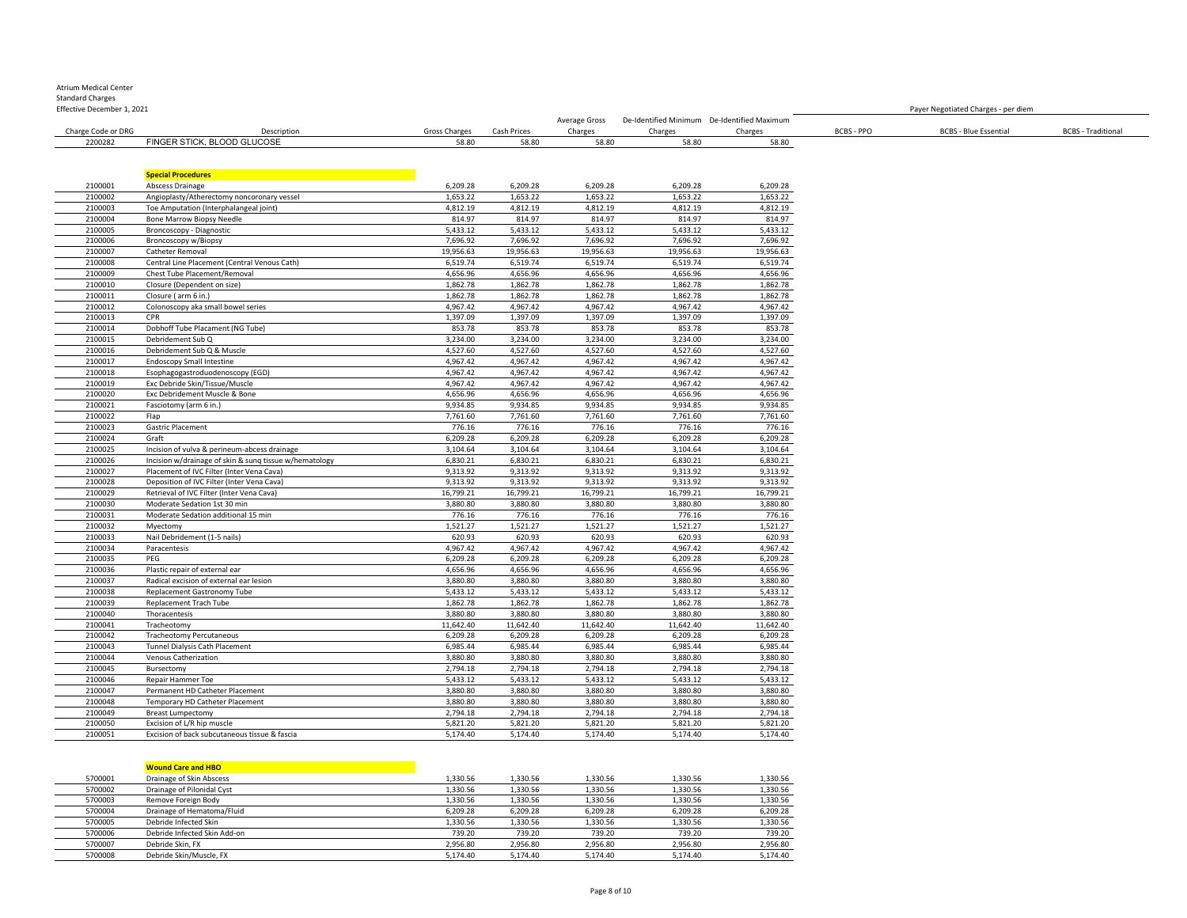Atrium Medical Center
Standard Charges
Effective December 1, 2021

| Charge Code or DRG | Description | Gross Charges | Cash Prices | Average Gross Charges | De-Identified Minimum Charges | De-Identified Maximum Charges | Payer Negotiated Charges - per diem BCBS - PPO | BCBS - Blue Essential | BCBS - Traditional |
|---|---|---|---|---|---|---|---|---|---|
| 2200282 | FINGER STICK, BLOOD GLUCOSE | 58.80 | 58.80 | 58.80 | 58.80 | 58.80 | | | |
| | **Special Procedures** | | | | | | | | |
| 2100001 | Abscess Drainage | 6,209.28 | 6,209.28 | 6,209.28 | 6,209.28 | 6,209.28 | | | |
| 2100002 | Angioplasty/Atherectomy noncoronary vessel | 1,653.22 | 1,653.22 | 1,653.22 | 1,653.22 | 1,653.22 | | | |
| 2100003 | Toe Amputation (Interphalangeal joint) | 4,812.19 | 4,812.19 | 4,812.19 | 4,812.19 | 4,812.19 | | | |
| 2100004 | Bone Marrow Biopsy Needle | 814.97 | 814.97 | 814.97 | 814.97 | 814.97 | | | |
| 2100005 | Broncoscopy - Diagnostic | 5,433.12 | 5,433.12 | 5,433.12 | 5,433.12 | 5,433.12 | | | |
| 2100006 | Broncoscopy w/Biopsy | 7,696.92 | 7,696.92 | 7,696.92 | 7,696.92 | 7,696.92 | | | |
| 2100007 | Catheter Removal | 19,956.63 | 19,956.63 | 19,956.63 | 19,956.63 | 19,956.63 | | | |
| 2100008 | Central Line Placement (Central Venous Cath) | 6,519.74 | 6,519.74 | 6,519.74 | 6,519.74 | 6,519.74 | | | |
| 2100009 | Chest Tube Placement/Removal | 4,656.96 | 4,656.96 | 4,656.96 | 4,656.96 | 4,656.96 | | | |
| 2100010 | Closure (Dependent on size) | 1,862.78 | 1,862.78 | 1,862.78 | 1,862.78 | 1,862.78 | | | |
| 2100011 | Closure ( arm 6 in.) | 1,862.78 | 1,862.78 | 1,862.78 | 1,862.78 | 1,862.78 | | | |
| 2100012 | Colonoscopy aka small bowel series | 4,967.42 | 4,967.42 | 4,967.42 | 4,967.42 | 4,967.42 | | | |
| 2100013 | CPR | 1,397.09 | 1,397.09 | 1,397.09 | 1,397.09 | 1,397.09 | | | |
| 2100014 | Dobhoff Tube Placament (NG Tube) | 853.78 | 853.78 | 853.78 | 853.78 | 853.78 | | | |
| 2100015 | Debridement Sub Q | 3,234.00 | 3,234.00 | 3,234.00 | 3,234.00 | 3,234.00 | | | |
| 2100016 | Debridement Sub Q & Muscle | 4,527.60 | 4,527.60 | 4,527.60 | 4,527.60 | 4,527.60 | | | |
| 2100017 | Endoscopy Small Intestine | 4,967.42 | 4,967.42 | 4,967.42 | 4,967.42 | 4,967.42 | | | |
| 2100018 | Esophagogastroduodenoscopy (EGD) | 4,967.42 | 4,967.42 | 4,967.42 | 4,967.42 | 4,967.42 | | | |
| 2100019 | Exc Debride Skin/Tissue/Muscle | 4,967.42 | 4,967.42 | 4,967.42 | 4,967.42 | 4,967.42 | | | |
| 2100020 | Exc Debridement Muscle & Bone | 4,656.96 | 4,656.96 | 4,656.96 | 4,656.96 | 4,656.96 | | | |
| 2100021 | Fasciotomy (arm 6 in.) | 9,934.85 | 9,934.85 | 9,934.85 | 9,934.85 | 9,934.85 | | | |
| 2100022 | Flap | 7,761.60 | 7,761.60 | 7,761.60 | 7,761.60 | 7,761.60 | | | |
| 2100023 | Gastric Placement | 776.16 | 776.16 | 776.16 | 776.16 | 776.16 | | | |
| 2100024 | Graft | 6,209.28 | 6,209.28 | 6,209.28 | 6,209.28 | 6,209.28 | | | |
| 2100025 | Incision of vulva & perineum-abcess drainage | 3,104.64 | 3,104.64 | 3,104.64 | 3,104.64 | 3,104.64 | | | |
| 2100026 | Incision w/drainage of skin & sunq tissue w/hematology | 6,830.21 | 6,830.21 | 6,830.21 | 6,830.21 | 6,830.21 | | | |
| 2100027 | Placement of IVC Filter (Inter Vena Cava) | 9,313.92 | 9,313.92 | 9,313.92 | 9,313.92 | 9,313.92 | | | |
| 2100028 | Deposition of IVC Filter (Inter Vena Cava) | 9,313.92 | 9,313.92 | 9,313.92 | 9,313.92 | 9,313.92 | | | |
| 2100029 | Retrieval of IVC Filter (Inter Vena Cava) | 16,799.21 | 16,799.21 | 16,799.21 | 16,799.21 | 16,799.21 | | | |
| 2100030 | Moderate Sedation 1st 30 min | 3,880.80 | 3,880.80 | 3,880.80 | 3,880.80 | 3,880.80 | | | |
| 2100031 | Moderate Sedation additional 15 min | 776.16 | 776.16 | 776.16 | 776.16 | 776.16 | | | |
| 2100032 | Myectomy | 1,521.27 | 1,521.27 | 1,521.27 | 1,521.27 | 1,521.27 | | | |
| 2100033 | Nail Debridement (1-5 nails) | 620.93 | 620.93 | 620.93 | 620.93 | 620.93 | | | |
| 2100034 | Paracentesis | 4,967.42 | 4,967.42 | 4,967.42 | 4,967.42 | 4,967.42 | | | |
| 2100035 | PEG | 6,209.28 | 6,209.28 | 6,209.28 | 6,209.28 | 6,209.28 | | | |
| 2100036 | Plastic repair of external ear | 4,656.96 | 4,656.96 | 4,656.96 | 4,656.96 | 4,656.96 | | | |
| 2100037 | Radical excision of external ear lesion | 3,880.80 | 3,880.80 | 3,880.80 | 3,880.80 | 3,880.80 | | | |
| 2100038 | Replacement Gastronomy Tube | 5,433.12 | 5,433.12 | 5,433.12 | 5,433.12 | 5,433.12 | | | |
| 2100039 | Replacement Trach Tube | 1,862.78 | 1,862.78 | 1,862.78 | 1,862.78 | 1,862.78 | | | |
| 2100040 | Thoracentesis | 3,880.80 | 3,880.80 | 3,880.80 | 3,880.80 | 3,880.80 | | | |
| 2100041 | Tracheotomy | 11,642.40 | 11,642.40 | 11,642.40 | 11,642.40 | 11,642.40 | | | |
| 2100042 | Tracheotomy Percutaneous | 6,209.28 | 6,209.28 | 6,209.28 | 6,209.28 | 6,209.28 | | | |
| 2100043 | Tunnel Dialysis Cath Placement | 6,985.44 | 6,985.44 | 6,985.44 | 6,985.44 | 6,985.44 | | | |
| 2100044 | Venous Catherization | 3,880.80 | 3,880.80 | 3,880.80 | 3,880.80 | 3,880.80 | | | |
| 2100045 | Bursectomy | 2,794.18 | 2,794.18 | 2,794.18 | 2,794.18 | 2,794.18 | | | |
| 2100046 | Repair Hammer Toe | 5,433.12 | 5,433.12 | 5,433.12 | 5,433.12 | 5,433.12 | | | |
| 2100047 | Permanent HD Catheter Placement | 3,880.80 | 3,880.80 | 3,880.80 | 3,880.80 | 3,880.80 | | | |
| 2100048 | Temporary HD Catheter Placement | 3,880.80 | 3,880.80 | 3,880.80 | 3,880.80 | 3,880.80 | | | |
| 2100049 | Breast Lumpectomy | 2,794.18 | 2,794.18 | 2,794.18 | 2,794.18 | 2,794.18 | | | |
| 2100050 | Excision of L/R hip muscle | 5,821.20 | 5,821.20 | 5,821.20 | 5,821.20 | 5,821.20 | | | |
| 2100051 | Excision of back subcutaneous tissue & fascia | 5,174.40 | 5,174.40 | 5,174.40 | 5,174.40 | 5,174.40 | | | |
| | **Wound Care and HBO** | | | | | | | | |
| 5700001 | Drainage of Skin Abscess | 1,330.56 | 1,330.56 | 1,330.56 | 1,330.56 | 1,330.56 | | | |
| 5700002 | Drainage of Pilonidal Cyst | 1,330.56 | 1,330.56 | 1,330.56 | 1,330.56 | 1,330.56 | | | |
| 5700003 | Remove Foreign Body | 1,330.56 | 1,330.56 | 1,330.56 | 1,330.56 | 1,330.56 | | | |
| 5700004 | Drainage of Hematoma/Fluid | 6,209.28 | 6,209.28 | 6,209.28 | 6,209.28 | 6,209.28 | | | |
| 5700005 | Debride Infected Skin | 1,330.56 | 1,330.56 | 1,330.56 | 1,330.56 | 1,330.56 | | | |
| 5700006 | Debride Infected Skin Add-on | 739.20 | 739.20 | 739.20 | 739.20 | 739.20 | | | |
| 5700007 | Debride Skin, FX | 2,956.80 | 2,956.80 | 2,956.80 | 2,956.80 | 2,956.80 | | | |
| 5700008 | Debride Skin/Muscle, FX | 5,174.40 | 5,174.40 | 5,174.40 | 5,174.40 | 5,174.40 | | | |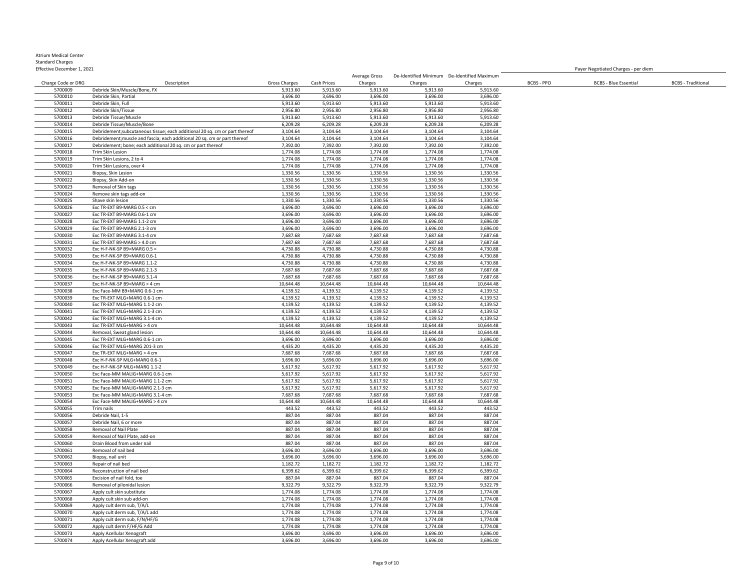Atrium Medical Center
Standard Charges
Effective December 1, 2021

| Charge Code or DRG | Description | Gross Charges | Cash Prices | Average Gross Charges | De-Identified Minimum Charges | De-Identified Maximum Charges | Payer Negotiated Charges - per diem | | |
|---|---|---|---|---|---|---|---|---|---|
| | | | | | | | BCBS - PPO | BCBS - Blue Essential | BCBS - Traditional |
| 5700009 | Debride Skin/Muscle/Bone, FX | 5,913.60 | 5,913.60 | 5,913.60 | 5,913.60 | 5,913.60 | | | |
| 5700010 | Debride Skin, Partial | 3,696.00 | 3,696.00 | 3,696.00 | 3,696.00 | 3,696.00 | | | |
| 5700011 | Debride Skin, Full | 5,913.60 | 5,913.60 | 5,913.60 | 5,913.60 | 5,913.60 | | | |
| 5700012 | Debride Skin/Tissue | 2,956.80 | 2,956.80 | 2,956.80 | 2,956.80 | 2,956.80 | | | |
| 5700013 | Debride Tissue/Muscle | 5,913.60 | 5,913.60 | 5,913.60 | 5,913.60 | 5,913.60 | | | |
| 5700014 | Debride Tissue/Muscle/Bone | 6,209.28 | 6,209.28 | 6,209.28 | 6,209.28 | 6,209.28 | | | |
| 5700015 | Debridement;subcutaneous tissue; each additional 20 sq. cm or part thereof | 3,104.64 | 3,104.64 | 3,104.64 | 3,104.64 | 3,104.64 | | | |
| 5700016 | Debridement;muscle and fascia; each additional 20 sq. cm or part thereof | 3,104.64 | 3,104.64 | 3,104.64 | 3,104.64 | 3,104.64 | | | |
| 5700017 | Debridement; bone; each additional 20 sq. cm or part thereof | 7,392.00 | 7,392.00 | 7,392.00 | 7,392.00 | 7,392.00 | | | |
| 5700018 | Trim Skin Lesion | 1,774.08 | 1,774.08 | 1,774.08 | 1,774.08 | 1,774.08 | | | |
| 5700019 | Trim Skin Lesions, 2 to 4 | 1,774.08 | 1,774.08 | 1,774.08 | 1,774.08 | 1,774.08 | | | |
| 5700020 | Trim Skin Lesions, over 4 | 1,774.08 | 1,774.08 | 1,774.08 | 1,774.08 | 1,774.08 | | | |
| 5700021 | Biopsy, Skin Lesion | 1,330.56 | 1,330.56 | 1,330.56 | 1,330.56 | 1,330.56 | | | |
| 5700022 | Biopsy, Skin Add-on | 1,330.56 | 1,330.56 | 1,330.56 | 1,330.56 | 1,330.56 | | | |
| 5700023 | Removal of Skin tags | 1,330.56 | 1,330.56 | 1,330.56 | 1,330.56 | 1,330.56 | | | |
| 5700024 | Remove skin tags add-on | 1,330.56 | 1,330.56 | 1,330.56 | 1,330.56 | 1,330.56 | | | |
| 5700025 | Shave skin lesion | 1,330.56 | 1,330.56 | 1,330.56 | 1,330.56 | 1,330.56 | | | |
| 5700026 | Exc TR-EXT B9-MARG 0.5 < cm | 3,696.00 | 3,696.00 | 3,696.00 | 3,696.00 | 3,696.00 | | | |
| 5700027 | Exc TR-EXT B9-MARG 0.6-1 cm | 3,696.00 | 3,696.00 | 3,696.00 | 3,696.00 | 3,696.00 | | | |
| 5700028 | Exc TR-EXT B9-MARG 1.1-2 cm | 3,696.00 | 3,696.00 | 3,696.00 | 3,696.00 | 3,696.00 | | | |
| 5700029 | Exc TR-EXT B9-MARG 2.1-3 cm | 3,696.00 | 3,696.00 | 3,696.00 | 3,696.00 | 3,696.00 | | | |
| 5700030 | Exc TR-EXT B9-MARG 3.1-4 cm | 7,687.68 | 7,687.68 | 7,687.68 | 7,687.68 | 7,687.68 | | | |
| 5700031 | Exc TR-EXT B9-MARG > 4.0 cm | 7,687.68 | 7,687.68 | 7,687.68 | 7,687.68 | 7,687.68 | | | |
| 5700032 | Exc H-F-NK-SP B9+MARG 0.5 < | 4,730.88 | 4,730.88 | 4,730.88 | 4,730.88 | 4,730.88 | | | |
| 5700033 | Exc H-F-NK-SP B9+MARG 0.6-1 | 4,730.88 | 4,730.88 | 4,730.88 | 4,730.88 | 4,730.88 | | | |
| 5700034 | Exc H-F-NK-SP B9+MARG 1.1-2 | 4,730.88 | 4,730.88 | 4,730.88 | 4,730.88 | 4,730.88 | | | |
| 5700035 | Exc H-F-NK-SP B9+MARG 2.1-3 | 7,687.68 | 7,687.68 | 7,687.68 | 7,687.68 | 7,687.68 | | | |
| 5700036 | Exc H-F-NK-SP B9+MARG 3.1-4 | 7,687.68 | 7,687.68 | 7,687.68 | 7,687.68 | 7,687.68 | | | |
| 5700037 | Exc H-F-NK-SP B9+MARG > 4 cm | 10,644.48 | 10,644.48 | 10,644.48 | 10,644.48 | 10,644.48 | | | |
| 5700038 | Exc Face-MM B9+MARG 0.6-1 cm | 4,139.52 | 4,139.52 | 4,139.52 | 4,139.52 | 4,139.52 | | | |
| 5700039 | Exc TR-EXT MLG+MARG 0.6-1 cm | 4,139.52 | 4,139.52 | 4,139.52 | 4,139.52 | 4,139.52 | | | |
| 5700040 | Exc TR-EXT MLG+MARG 1.1-2 cm | 4,139.52 | 4,139.52 | 4,139.52 | 4,139.52 | 4,139.52 | | | |
| 5700041 | Exc TR-EXT MLG+MARG 2.1-3 cm | 4,139.52 | 4,139.52 | 4,139.52 | 4,139.52 | 4,139.52 | | | |
| 5700042 | Exc TR-EXT MLG+MARG 3.1-4 cm | 4,139.52 | 4,139.52 | 4,139.52 | 4,139.52 | 4,139.52 | | | |
| 5700043 | Exc TR-EXT MLG+MARG > 4 cm | 10,644.48 | 10,644.48 | 10,644.48 | 10,644.48 | 10,644.48 | | | |
| 5700044 | Removal, Sweat gland lesion | 10,644.48 | 10,644.48 | 10,644.48 | 10,644.48 | 10,644.48 | | | |
| 5700045 | Exc TR-EXT MLG+MARG 0.6-1 cm | 3,696.00 | 3,696.00 | 3,696.00 | 3,696.00 | 3,696.00 | | | |
| 5700046 | Exc TR-EXT MLG+MARG 201-3 cm | 4,435.20 | 4,435.20 | 4,435.20 | 4,435.20 | 4,435.20 | | | |
| 5700047 | Exc TR-EXT MLG+MARG > 4 cm | 7,687.68 | 7,687.68 | 7,687.68 | 7,687.68 | 7,687.68 | | | |
| 5700048 | Exc H-F-NK-SP MLG+MARG 0.6-1 | 3,696.00 | 3,696.00 | 3,696.00 | 3,696.00 | 3,696.00 | | | |
| 5700049 | Exc H-F-NK-SP MLG+MARG 1.1-2 | 5,617.92 | 5,617.92 | 5,617.92 | 5,617.92 | 5,617.92 | | | |
| 5700050 | Exc Face-MM MALIG+MARG 0.6-1 cm | 5,617.92 | 5,617.92 | 5,617.92 | 5,617.92 | 5,617.92 | | | |
| 5700051 | Exc Face-MM MALIG+MARG 1.1-2 cm | 5,617.92 | 5,617.92 | 5,617.92 | 5,617.92 | 5,617.92 | | | |
| 5700052 | Exc Face-MM MALIG+MARG 2.1-3 cm | 5,617.92 | 5,617.92 | 5,617.92 | 5,617.92 | 5,617.92 | | | |
| 5700053 | Exc Face-MM MALIG+MARG 3.1-4 cm | 7,687.68 | 7,687.68 | 7,687.68 | 7,687.68 | 7,687.68 | | | |
| 5700054 | Exc Face-MM MALIG+MARG > 4 cm | 10,644.48 | 10,644.48 | 10,644.48 | 10,644.48 | 10,644.48 | | | |
| 5700055 | Trim nails | 443.52 | 443.52 | 443.52 | 443.52 | 443.52 | | | |
| 5700056 | Debride Nail, 1-5 | 887.04 | 887.04 | 887.04 | 887.04 | 887.04 | | | |
| 5700057 | Debride Nail, 6 or more | 887.04 | 887.04 | 887.04 | 887.04 | 887.04 | | | |
| 5700058 | Removal of Nail Plate | 887.04 | 887.04 | 887.04 | 887.04 | 887.04 | | | |
| 5700059 | Removal of Nail Plate, add-on | 887.04 | 887.04 | 887.04 | 887.04 | 887.04 | | | |
| 5700060 | Drain Blood from under nail | 887.04 | 887.04 | 887.04 | 887.04 | 887.04 | | | |
| 5700061 | Removal of nail bed | 3,696.00 | 3,696.00 | 3,696.00 | 3,696.00 | 3,696.00 | | | |
| 5700062 | Biopsy, nail unit | 3,696.00 | 3,696.00 | 3,696.00 | 3,696.00 | 3,696.00 | | | |
| 5700063 | Repair of nail bed | 1,182.72 | 1,182.72 | 1,182.72 | 1,182.72 | 1,182.72 | | | |
| 5700064 | Reconstruction of nail bed | 6,399.62 | 6,399.62 | 6,399.62 | 6,399.62 | 6,399.62 | | | |
| 5700065 | Excision of nail fold, toe | 887.04 | 887.04 | 887.04 | 887.04 | 887.04 | | | |
| 5700066 | Removal of pilonidal lesion | 9,322.79 | 9,322.79 | 9,322.79 | 9,322.79 | 9,322.79 | | | |
| 5700067 | Apply cult skin substitute | 1,774.08 | 1,774.08 | 1,774.08 | 1,774.08 | 1,774.08 | | | |
| 5700068 | Apply cult skin sub add-on | 1,774.08 | 1,774.08 | 1,774.08 | 1,774.08 | 1,774.08 | | | |
| 5700069 | Apply cult derm sub, T/A/L | 1,774.08 | 1,774.08 | 1,774.08 | 1,774.08 | 1,774.08 | | | |
| 5700070 | Apply cult derm sub, T/A/L add | 1,774.08 | 1,774.08 | 1,774.08 | 1,774.08 | 1,774.08 | | | |
| 5700071 | Apply cult derm sub, F/N/HF/G | 1,774.08 | 1,774.08 | 1,774.08 | 1,774.08 | 1,774.08 | | | |
| 5700072 | Apply cult derm F/HF/G Add | 1,774.08 | 1,774.08 | 1,774.08 | 1,774.08 | 1,774.08 | | | |
| 5700073 | Apply Acellular Xenograft | 3,696.00 | 3,696.00 | 3,696.00 | 3,696.00 | 3,696.00 | | | |
| 5700074 | Apply Acellular Xenograft add | 3,696.00 | 3,696.00 | 3,696.00 | 3,696.00 | 3,696.00 | | | |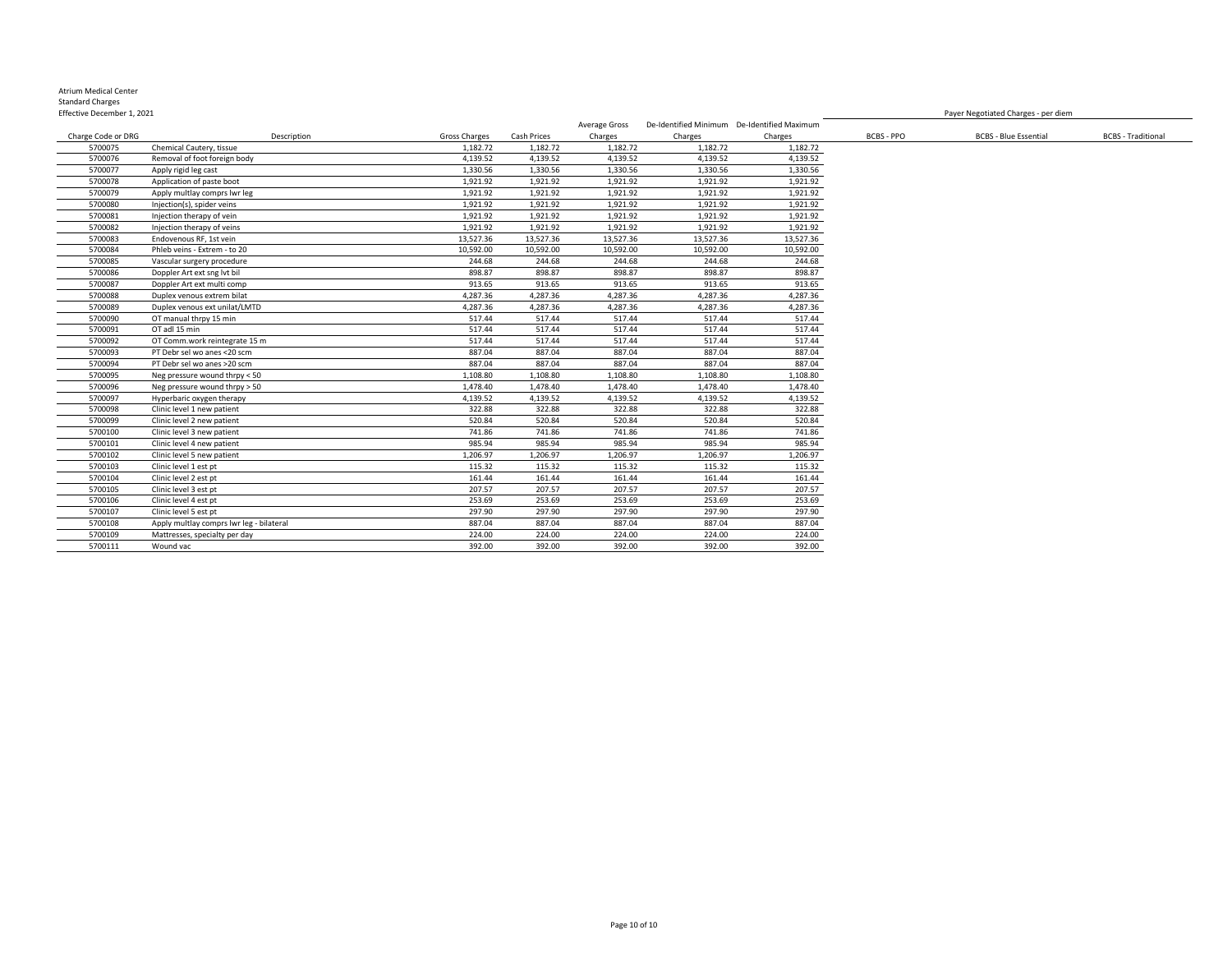Atrium Medical Center
Standard Charges
Effective December 1, 2021

| Charge Code or DRG | Description | Gross Charges | Cash Prices | Average Gross Charges | De-Identified Minimum Charges | De-Identified Maximum Charges | Payer Negotiated Charges - per diem | | |
|---|---|---|---|---|---|---|---|---|---|
| | | | | | | | BCBS - PPO | BCBS - Blue Essential | BCBS - Traditional |
| 5700075 | Chemical Cautery, tissue | 1,182.72 | 1,182.72 | 1,182.72 | 1,182.72 | 1,182.72 | | | |
| 5700076 | Removal of foot foreign body | 4,139.52 | 4,139.52 | 4,139.52 | 4,139.52 | 4,139.52 | | | |
| 5700077 | Apply rigid leg cast | 1,330.56 | 1,330.56 | 1,330.56 | 1,330.56 | 1,330.56 | | | |
| 5700078 | Application of paste boot | 1,921.92 | 1,921.92 | 1,921.92 | 1,921.92 | 1,921.92 | | | |
| 5700079 | Apply multlay comprs lwr leg | 1,921.92 | 1,921.92 | 1,921.92 | 1,921.92 | 1,921.92 | | | |
| 5700080 | Injection(s), spider veins | 1,921.92 | 1,921.92 | 1,921.92 | 1,921.92 | 1,921.92 | | | |
| 5700081 | Injection therapy of vein | 1,921.92 | 1,921.92 | 1,921.92 | 1,921.92 | 1,921.92 | | | |
| 5700082 | Injection therapy of veins | 1,921.92 | 1,921.92 | 1,921.92 | 1,921.92 | 1,921.92 | | | |
| 5700083 | Endovenous RF, 1st vein | 13,527.36 | 13,527.36 | 13,527.36 | 13,527.36 | 13,527.36 | | | |
| 5700084 | Phleb veins - Extrem - to 20 | 10,592.00 | 10,592.00 | 10,592.00 | 10,592.00 | 10,592.00 | | | |
| 5700085 | Vascular surgery procedure | 244.68 | 244.68 | 244.68 | 244.68 | 244.68 | | | |
| 5700086 | Doppler Art ext sng lvt bil | 898.87 | 898.87 | 898.87 | 898.87 | 898.87 | | | |
| 5700087 | Doppler Art ext multi comp | 913.65 | 913.65 | 913.65 | 913.65 | 913.65 | | | |
| 5700088 | Duplex venous extrem bilat | 4,287.36 | 4,287.36 | 4,287.36 | 4,287.36 | 4,287.36 | | | |
| 5700089 | Duplex venous ext unilat/LMTD | 4,287.36 | 4,287.36 | 4,287.36 | 4,287.36 | 4,287.36 | | | |
| 5700090 | OT manual thrpy 15 min | 517.44 | 517.44 | 517.44 | 517.44 | 517.44 | | | |
| 5700091 | OT adl 15 min | 517.44 | 517.44 | 517.44 | 517.44 | 517.44 | | | |
| 5700092 | OT Comm.work reintegrate 15 m | 517.44 | 517.44 | 517.44 | 517.44 | 517.44 | | | |
| 5700093 | PT Debr sel wo anes <20 scm | 887.04 | 887.04 | 887.04 | 887.04 | 887.04 | | | |
| 5700094 | PT Debr sel wo anes >20 scm | 887.04 | 887.04 | 887.04 | 887.04 | 887.04 | | | |
| 5700095 | Neg pressure wound thrpy < 50 | 1,108.80 | 1,108.80 | 1,108.80 | 1,108.80 | 1,108.80 | | | |
| 5700096 | Neg pressure wound thrpy > 50 | 1,478.40 | 1,478.40 | 1,478.40 | 1,478.40 | 1,478.40 | | | |
| 5700097 | Hyperbaric oxygen therapy | 4,139.52 | 4,139.52 | 4,139.52 | 4,139.52 | 4,139.52 | | | |
| 5700098 | Clinic level 1 new patient | 322.88 | 322.88 | 322.88 | 322.88 | 322.88 | | | |
| 5700099 | Clinic level 2 new patient | 520.84 | 520.84 | 520.84 | 520.84 | 520.84 | | | |
| 5700100 | Clinic level 3 new patient | 741.86 | 741.86 | 741.86 | 741.86 | 741.86 | | | |
| 5700101 | Clinic level 4 new patient | 985.94 | 985.94 | 985.94 | 985.94 | 985.94 | | | |
| 5700102 | Clinic level 5 new patient | 1,206.97 | 1,206.97 | 1,206.97 | 1,206.97 | 1,206.97 | | | |
| 5700103 | Clinic level 1 est pt | 115.32 | 115.32 | 115.32 | 115.32 | 115.32 | | | |
| 5700104 | Clinic level 2 est pt | 161.44 | 161.44 | 161.44 | 161.44 | 161.44 | | | |
| 5700105 | Clinic level 3 est pt | 207.57 | 207.57 | 207.57 | 207.57 | 207.57 | | | |
| 5700106 | Clinic level 4 est pt | 253.69 | 253.69 | 253.69 | 253.69 | 253.69 | | | |
| 5700107 | Clinic level 5 est pt | 297.90 | 297.90 | 297.90 | 297.90 | 297.90 | | | |
| 5700108 | Apply multlay comprs lwr leg - bilateral | 887.04 | 887.04 | 887.04 | 887.04 | 887.04 | | | |
| 5700109 | Mattresses, specialty per day | 224.00 | 224.00 | 224.00 | 224.00 | 224.00 | | | |
| 5700111 | Wound vac | 392.00 | 392.00 | 392.00 | 392.00 | 392.00 | | | |